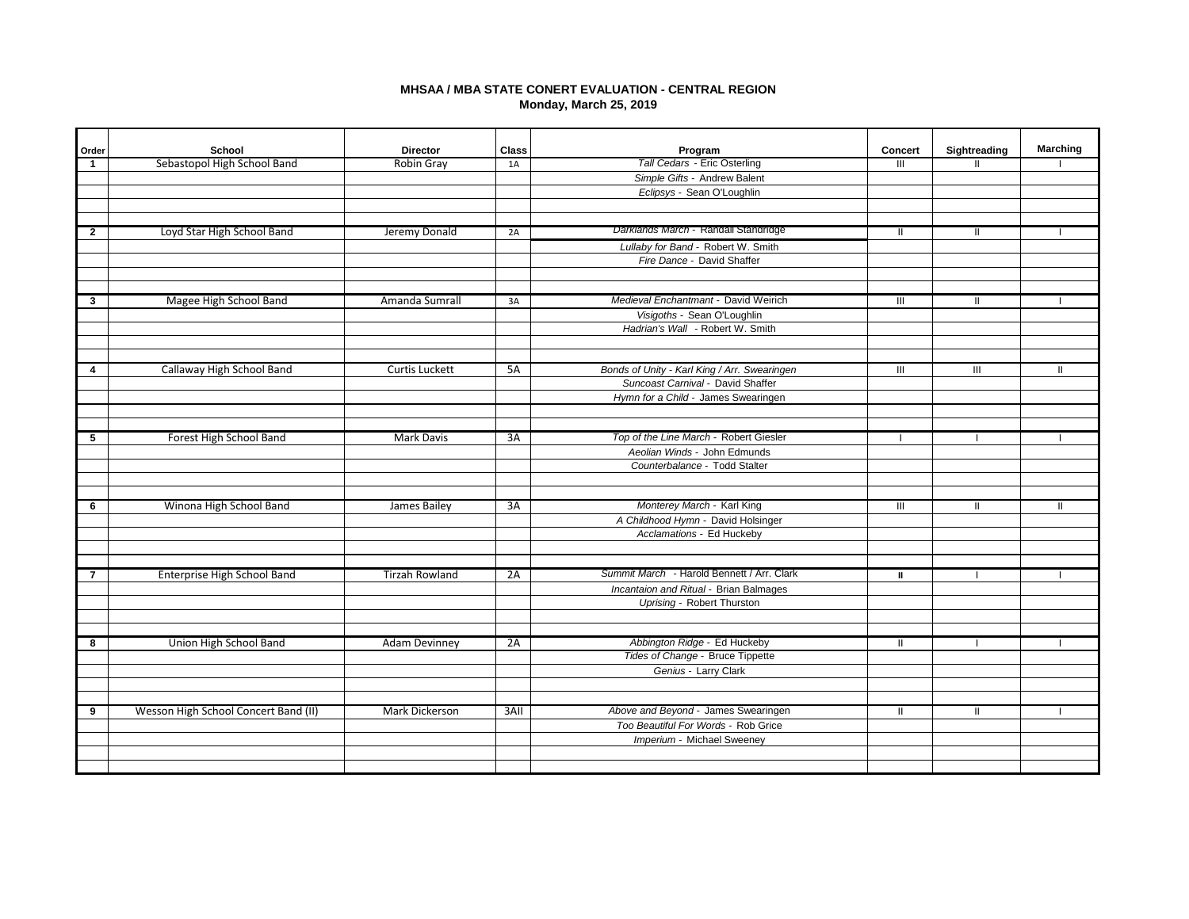**MHSAA / MBA STATE CONERT EVALUATION - CENTRAL REGION**
**Monday, March 25, 2019**

| Order | School | Director | Class | Program | Concert | Sightreading | Marching |
|---|---|---|---|---|---|---|---|
| 1 | Sebastopol High School Band | Robin Gray | 1A | *Tall Cedars* - Eric Osterling | III | II | I |
| | | | | *Simple Gifts* - Andrew Balent | | | |
| | | | | *Eclipsys* - Sean O'Loughlin | | | |
| 2 | Loyd Star High School Band | Jeremy Donald | 2A | *Darklands March* - Randall Standridge | II | II | I |
| | | | | *Lullaby for Band* - Robert W. Smith | | | |
| | | | | *Fire Dance* - David Shaffer | | | |
| 3 | Magee High School Band | Amanda Sumrall | 3A | *Medieval Enchantmant* - David Weirich | III | II | I |
| | | | | *Visigoths* - Sean O'Loughlin | | | |
| | | | | *Hadrian's Wall* - Robert W. Smith | | | |
| 4 | Callaway High School Band | Curtis Luckett | 5A | *Bonds of Unity* - Karl King / Arr. Swearingen | III | III | II |
| | | | | *Suncoast Carnival* - David Shaffer | | | |
| | | | | *Hymn for a Child* - James Swearingen | | | |
| 5 | Forest High School Band | Mark Davis | 3A | *Top of the Line March* - Robert Giesler | I | I | I |
| | | | | *Aeolian Winds* - John Edmunds | | | |
| | | | | *Counterbalance* - Todd Stalter | | | |
| 6 | Winona High School Band | James Bailey | 3A | *Monterey March* - Karl King | III | II | II |
| | | | | *A Childhood Hymn* - David Holsinger | | | |
| | | | | *Acclamations* - Ed Huckeby | | | |
| 7 | Enterprise High School Band | Tirzah Rowland | 2A | *Summit March* - Harold Bennett / Arr. Clark | II | I | I |
| | | | | *Incantaion and Ritual* - Brian Balmages | | | |
| | | | | *Uprising* - Robert Thurston | | | |
| 8 | Union High School Band | Adam Devinney | 2A | *Abbington Ridge* - Ed Huckeby | II | I | I |
| | | | | *Tides of Change* - Bruce Tippette | | | |
| | | | | *Genius* - Larry Clark | | | |
| 9 | Wesson High School Concert Band (II) | Mark Dickerson | 3AII | *Above and Beyond* - James Swearingen | II | II | I |
| | | | | *Too Beautiful For Words* - Rob Grice | | | |
| | | | | *Imperium* - Michael Sweeney | | | |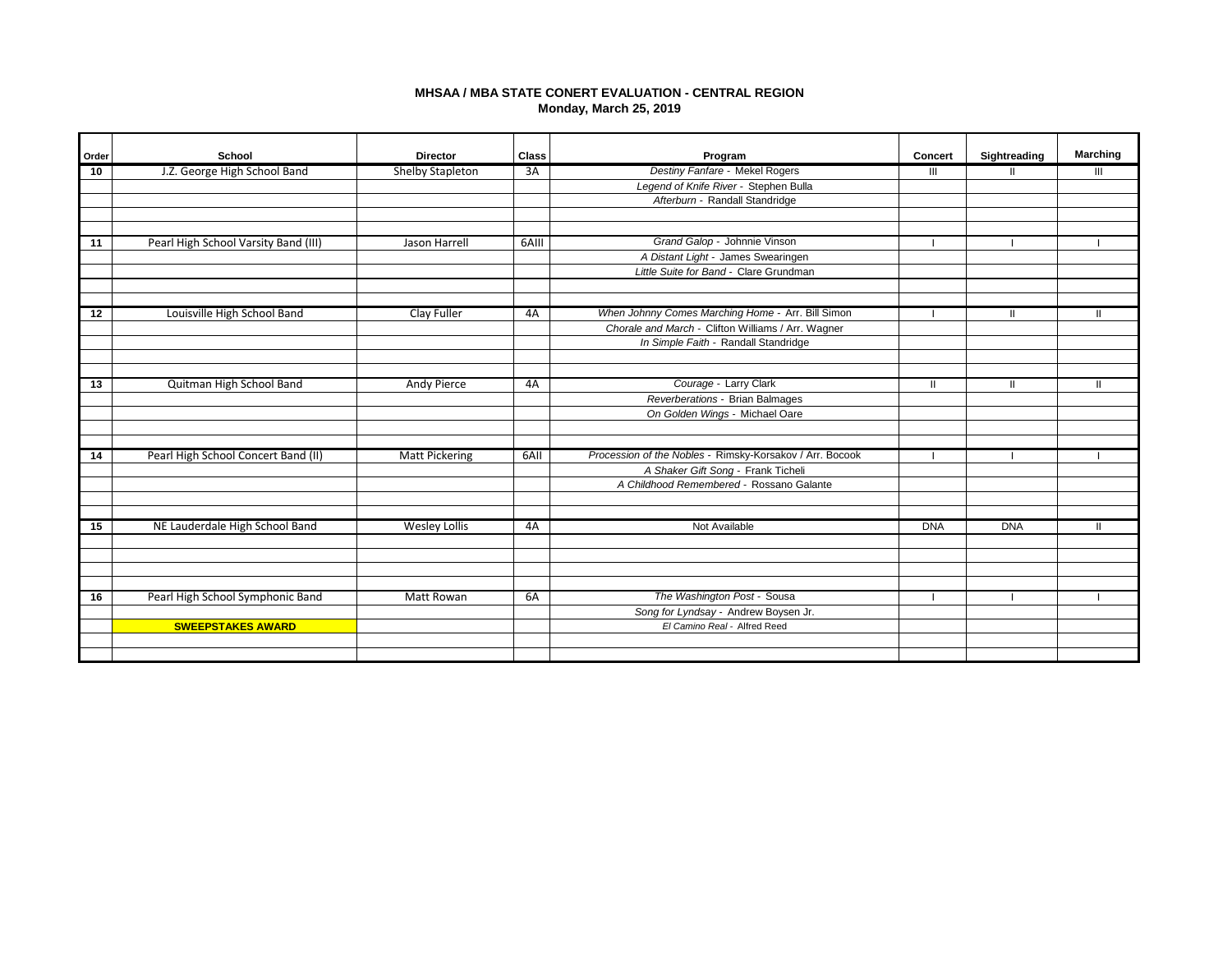**MHSAA / MBA STATE CONERT EVALUATION - CENTRAL REGION**
**Monday, March 25, 2019**

| Order | School | Director | Class | Program | Concert | Sightreading | Marching |
|---|---|---|---|---|---|---|---|
| 10 | J.Z. George High School Band | Shelby Stapleton | 3A | *Destiny Fanfare* - Mekel Rogers | III | II | III |
| | | | | *Legend of Knife River* - Stephen Bulla | | | |
| | | | | *Afterburn* - Randall Standridge | | | |
| | | | | | | | |
| | | | | | | | |
| 11 | Pearl High School Varsity Band (III) | Jason Harrell | 6AIII | *Grand Galop* - Johnnie Vinson | I | I | I |
| | | | | *A Distant Light* - James Swearingen | | | |
| | | | | *Little Suite for Band* - Clare Grundman | | | |
| | | | | | | | |
| | | | | | | | |
| 12 | Louisville High School Band | Clay Fuller | 4A | *When Johnny Comes Marching Home* - Arr. Bill Simon | I | II | II |
| | | | | *Chorale and March* - Clifton Williams / Arr. Wagner | | | |
| | | | | *In Simple Faith* - Randall Standridge | | | |
| | | | | | | | |
| | | | | | | | |
| 13 | Quitman High School Band | Andy Pierce | 4A | *Courage* - Larry Clark | II | II | II |
| | | | | *Reverberations* - Brian Balmages | | | |
| | | | | *On Golden Wings* - Michael Oare | | | |
| | | | | | | | |
| | | | | | | | |
| 14 | Pearl High School Concert Band (II) | Matt Pickering | 6AII | *Procession of the Nobles* - Rimsky-Korsakov / Arr. Bocook | I | I | I |
| | | | | *A Shaker Gift Song* - Frank Ticheli | | | |
| | | | | *A Childhood Remembered* - Rossano Galante | | | |
| | | | | | | | |
| | | | | | | | |
| 15 | NE Lauderdale High School Band | Wesley Lollis | 4A | Not Available | DNA | DNA | II |
| | | | | | | | |
| | | | | | | | |
| | | | | | | | |
| | | | | | | | |
| 16 | Pearl High School Symphonic Band | Matt Rowan | 6A | *The Washington Post* - Sousa | I | I | I |
| | | | | *Song for Lyndsay* - Andrew Boysen Jr. | | | |
| | **SWEEPSTAKES AWARD** | | | *El Camino Real* - Alfred Reed | | | |
| | | | | | | | |
| | | | | | | | |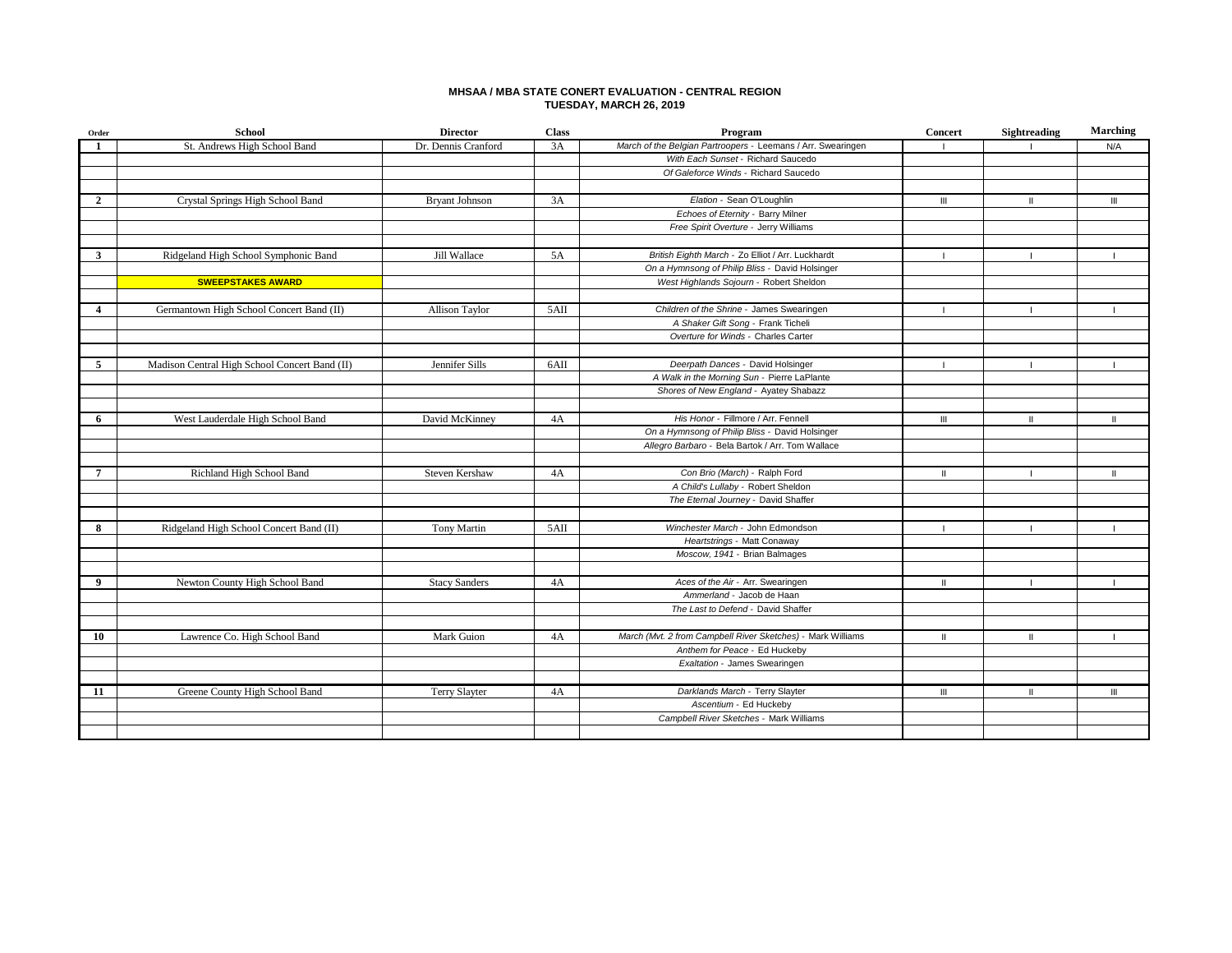# MHSAA / MBA STATE CONERT EVALUATION - CENTRAL REGION
## TUESDAY, MARCH 26, 2019

| Order | School | Director | Class | Program | Concert | Sightreading | Marching |
|---|---|---|---|---|---|---|---|
| 1 | St. Andrews High School Band | Dr. Dennis Cranford | 3A | *March of the Belgian Partroopers* - Leemans / Arr. Swearingen | I | I | N/A |
| | | | | *With Each Sunset* - Richard Saucedo | | | |
| | | | | *Of Galeforce Winds* - Richard Saucedo | | | |
| | | | | | | | |
| 2 | Crystal Springs High School Band | Bryant Johnson | 3A | *Elation* - Sean O'Loughlin | III | II | III |
| | | | | *Echoes of Eternity* - Barry Milner | | | |
| | | | | *Free Spirit Overture* - Jerry Williams | | | |
| | | | | | | | |
| 3 | Ridgeland High School Symphonic Band | Jill Wallace | 5A | *British Eighth March* - Zo Elliot / Arr. Luckhardt | I | I | I |
| | | | | *On a Hymnsong of Philip Bliss* - David Holsinger | | | |
| | **SWEEPSTAKES AWARD** | | | *West Highlands Sojourn* - Robert Sheldon | | | |
| | | | | | | | |
| 4 | Germantown High School Concert Band (II) | Allison Taylor | 5AII | *Children of the Shrine* - James Swearingen | I | I | I |
| | | | | *A Shaker Gift Song* - Frank Ticheli | | | |
| | | | | *Overture for Winds* - Charles Carter | | | |
| | | | | | | | |
| 5 | Madison Central High School Concert Band (II) | Jennifer Sills | 6AII | *Deerpath Dances* - David Holsinger | I | I | I |
| | | | | *A Walk in the Morning Sun* - Pierre LaPlante | | | |
| | | | | *Shores of New England* - Ayatey Shabazz | | | |
| | | | | | | | |
| 6 | West Lauderdale High School Band | David McKinney | 4A | *His Honor* - Fillmore / Arr. Fennell | III | II | II |
| | | | | *On a Hymnsong of Philip Bliss* - David Holsinger | | | |
| | | | | *Allegro Barbaro* - Bela Bartok / Arr. Tom Wallace | | | |
| | | | | | | | |
| 7 | Richland High School Band | Steven Kershaw | 4A | *Con Brio (March)* - Ralph Ford | II | I | II |
| | | | | *A Child's Lullaby* - Robert Sheldon | | | |
| | | | | *The Eternal Journey* - David Shaffer | | | |
| | | | | | | | |
| 8 | Ridgeland High School Concert Band (II) | Tony Martin | 5AII | *Winchester March* - John Edmondson | I | I | I |
| | | | | *Heartstrings* - Matt Conaway | | | |
| | | | | *Moscow, 1941* - Brian Balmages | | | |
| | | | | | | | |
| 9 | Newton County High School Band | Stacy Sanders | 4A | *Aces of the Air* - Arr. Swearingen | II | I | I |
| | | | | *Ammerland* - Jacob de Haan | | | |
| | | | | *The Last to Defend* - David Shaffer | | | |
| | | | | | | | |
| 10 | Lawrence Co. High School Band | Mark Guion | 4A | *March (Mvt. 2 from Campbell River Sketches)* - Mark Williams | II | II | I |
| | | | | *Anthem for Peace* - Ed Huckeby | | | |
| | | | | *Exaltation* - James Swearingen | | | |
| | | | | | | | |
| 11 | Greene County High School Band | Terry Slayter | 4A | *Darklands March* - Terry Slayter | III | II | III |
| | | | | *Ascentium* - Ed Huckeby | | | |
| | | | | *Campbell River Sketches* - Mark Williams | | | |
| | | | | | | | |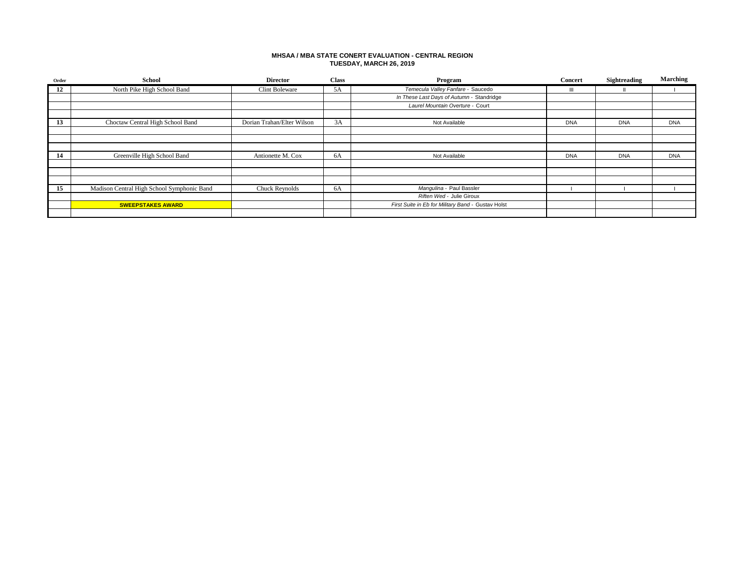**MHSAA / MBA STATE CONERT EVALUATION - CENTRAL REGION**
**TUESDAY, MARCH 26, 2019**

| Order | School | Director | Class | Program | Concert | Sightreading | Marching |
|---|---|---|---|---|---|---|---|
| 12 | North Pike High School Band | Clint Boleware | 5A | *Temecula Valley Fanfare* - Saucedo | III | II | I |
| | | | | *In These Last Days of Autumn* - Standridge | | | |
| | | | | *Laurel Mountain Overture* - Court | | | |
| | | | | | | | |
| 13 | Choctaw Central High School Band | Dorian Trahan/Elter Wilson | 3A | Not Available | DNA | DNA | DNA |
| | | | | | | | |
| | | | | | | | |
| | | | | | | | |
| 14 | Greenville High School Band | Antionette M. Cox | 6A | Not Available | DNA | DNA | DNA |
| | | | | | | | |
| | | | | | | | |
| | | | | | | | |
| 15 | Madison Central High School Symphonic Band | Chuck Reynolds | 6A | *Mangulina* - Paul Bassler | I | I | I |
| | | | | *Riften Wed* - Julie Giroux | | | |
| | **SWEEPSTAKES AWARD** | | | *First Suite in Eb for Military Band* - Gustav Holst | | | |
| | | | | | | | |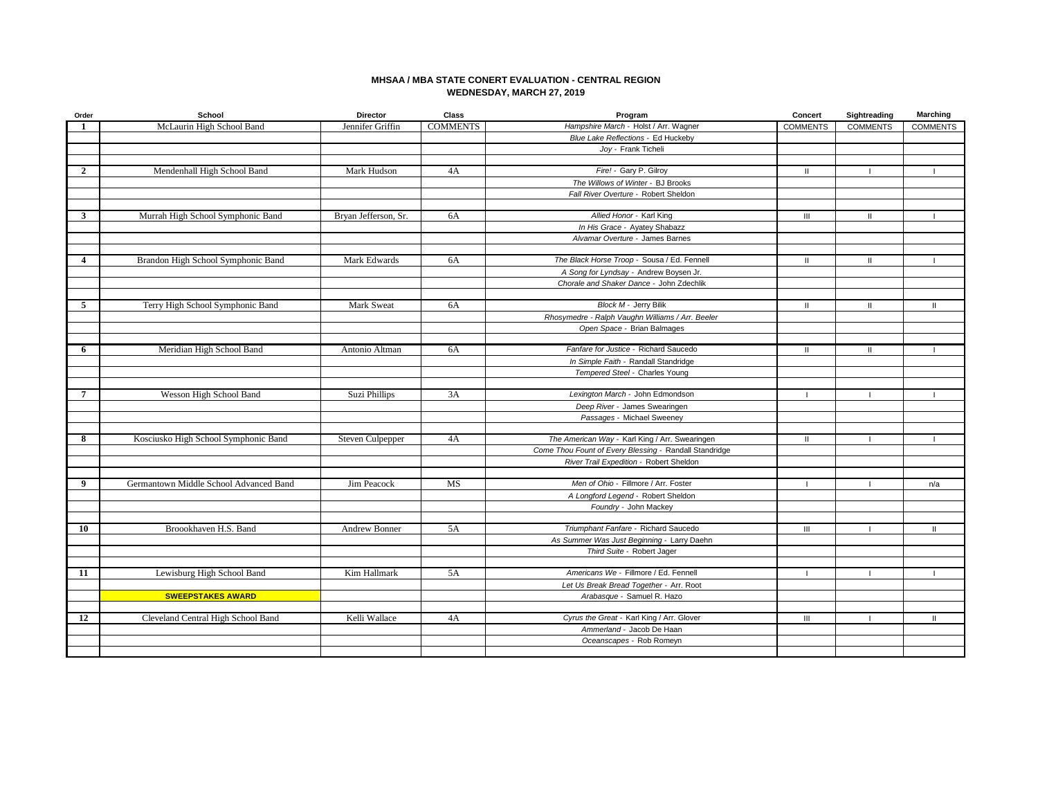**MHSAA / MBA STATE CONERT EVALUATION - CENTRAL REGION**
**WEDNESDAY, MARCH 27, 2019**

| Order | School | Director | Class | Program | Concert | Sightreading | Marching |
|---|---|---|---|---|---|---|---|
| 1 | McLaurin High School Band | Jennifer Griffin | COMMENTS | *Hampshire March* - Holst / Arr. Wagner | COMMENTS | COMMENTS | COMMENTS |
| | | | | *Blue Lake Reflections* - Ed Huckeby | | | |
| | | | | *Joy* - Frank Ticheli | | | |
| | | | | | | | |
| 2 | Mendenhall High School Band | Mark Hudson | 4A | *Fire!* - Gary P. Gilroy | II | I | I |
| | | | | *The Willows of Winter* - BJ Brooks | | | |
| | | | | *Fall River Overture* - Robert Sheldon | | | |
| | | | | | | | |
| 3 | Murrah High School Symphonic Band | Bryan Jefferson, Sr. | 6A | *Allied Honor* - Karl King | III | II | I |
| | | | | *In His Grace* - Ayatey Shabazz | | | |
| | | | | *Alvamar Overture* - James Barnes | | | |
| | | | | | | | |
| 4 | Brandon High School Symphonic Band | Mark Edwards | 6A | *The Black Horse Troop* - Sousa / Ed. Fennell | II | II | I |
| | | | | *A Song for Lyndsay* - Andrew Boysen Jr. | | | |
| | | | | *Chorale and Shaker Dance* - John Zdechlik | | | |
| | | | | | | | |
| 5 | Terry High School Symphonic Band | Mark Sweat | 6A | *Block M* - Jerry Bilik | II | II | II |
| | | | | *Rhosymedre - Ralph Vaughn Williams / Arr. Beeler* | | | |
| | | | | *Open Space* - Brian Balmages | | | |
| | | | | | | | |
| 6 | Meridian High School Band | Antonio Altman | 6A | *Fanfare for Justice* - Richard Saucedo | II | II | I |
| | | | | *In Simple Faith* - Randall Standridge | | | |
| | | | | *Tempered Steel* - Charles Young | | | |
| | | | | | | | |
| 7 | Wesson High School Band | Suzi Phillips | 3A | *Lexington March* - John Edmondson | I | I | I |
| | | | | *Deep River* - James Swearingen | | | |
| | | | | *Passages* - Michael Sweeney | | | |
| | | | | | | | |
| 8 | Kosciusko High School Symphonic Band | Steven Culpepper | 4A | *The American Way* - Karl King / Arr. Swearingen | II | I | I |
| | | | | *Come Thou Fount of Every Blessing* - Randall Standridge | | | |
| | | | | *River Trail Expedition* - Robert Sheldon | | | |
| | | | | | | | |
| 9 | Germantown Middle School Advanced Band | Jim Peacock | MS | *Men of Ohio* - Fillmore / Arr. Foster | I | I | n/a |
| | | | | *A Longford Legend* - Robert Sheldon | | | |
| | | | | *Foundry* - John Mackey | | | |
| | | | | | | | |
| 10 | Broookhaven H.S. Band | Andrew Bonner | 5A | *Triumphant Fanfare* - Richard Saucedo | III | I | II |
| | | | | *As Summer Was Just Beginning* - Larry Daehn | | | |
| | | | | *Third Suite* - Robert Jager | | | |
| | | | | | | | |
| 11 | Lewisburg High School Band | Kim Hallmark | 5A | *Americans We* - Fillmore / Ed. Fennell | I | I | I |
| | | | | *Let Us Break Bread Together* - Arr. Root | | | |
| | **SWEEPSTAKES AWARD** | | | *Arabasque* - Samuel R. Hazo | | | |
| | | | | | | | |
| 12 | Cleveland Central High School Band | Kelli Wallace | 4A | *Cyrus the Great* - Karl King / Arr. Glover | III | I | II |
| | | | | *Ammerland* - Jacob De Haan | | | |
| | | | | *Oceanscapes* - Rob Romeyn | | | |
| | | | | | | | |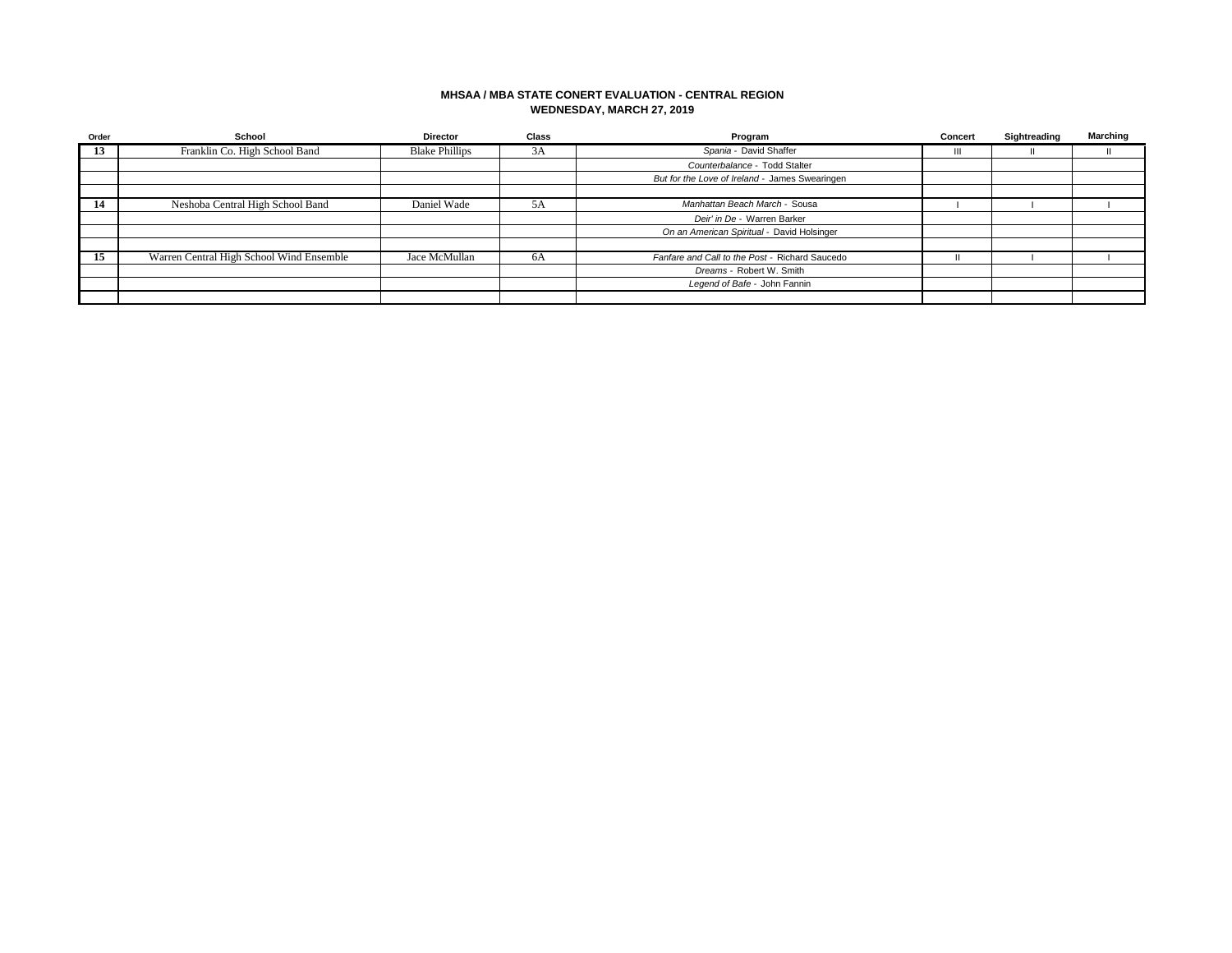**MHSAA / MBA STATE CONERT EVALUATION - CENTRAL REGION**
**WEDNESDAY, MARCH 27, 2019**

| Order | School | Director | Class | Program | Concert | Sightreading | Marching |
|---|---|---|---|---|---|---|---|
| 13 | Franklin Co. High School Band | Blake Phillips | 3A | *Spania* - David Shaffer | III | II | II |
| | | | | *Counterbalance* - Todd Stalter | | | |
| | | | | *But for the Love of Ireland* - James Swearingen | | | |
| | | | | | | | |
| 14 | Neshoba Central High School Band | Daniel Wade | 5A | *Manhattan Beach March* - Sousa | I | I | I |
| | | | | *Deir' in De* - Warren Barker | | | |
| | | | | *On an American Spiritual* - David Holsinger | | | |
| | | | | | | | |
| 15 | Warren Central High School Wind Ensemble | Jace McMullan | 6A | *Fanfare and Call to the Post* - Richard Saucedo | II | I | I |
| | | | | *Dreams* - Robert W. Smith | | | |
| | | | | *Legend of Bafe* - John Fannin | | | |
| | | | | | | | |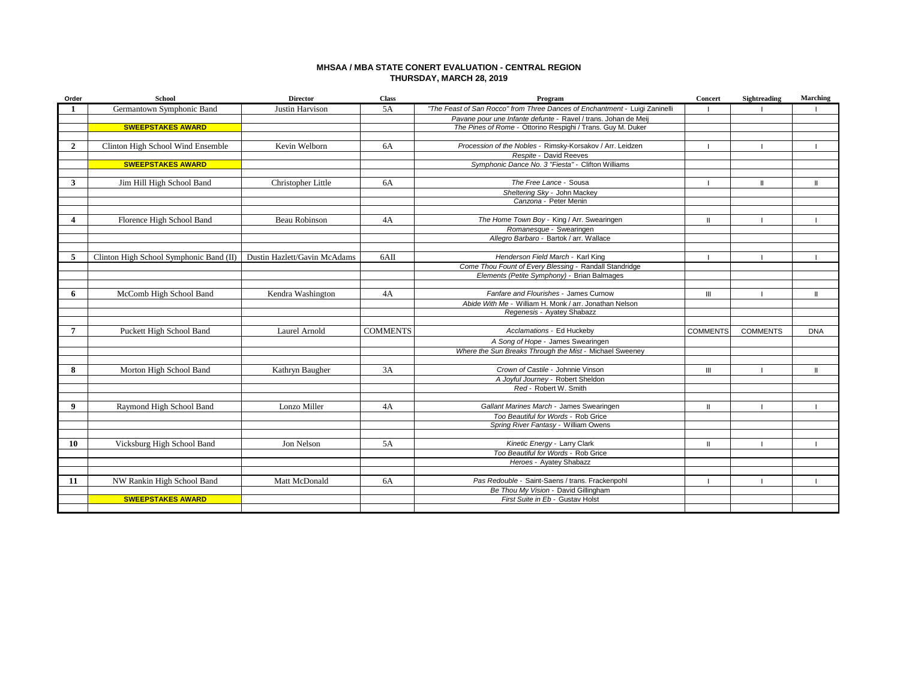**MHSAA / MBA STATE CONERT EVALUATION - CENTRAL REGION**
**THURSDAY, MARCH 28, 2019**

| Order | School | Director | Class | Program | Concert | Sightreading | Marching |
|---|---|---|---|---|---|---|---|
| 1 | Germantown Symphonic Band | Justin Harvison | 5A | *"The Feast of San Rocco" from Three Dances of Enchantment* - Luigi Zaninelli | I | I | I |
| | | | | *Pavane pour une Infante defunte* - Ravel / trans. Johan de Meij | | | |
| | **SWEEPSTAKES AWARD** | | | *The Pines of Rome* - Ottorino Respighi / Trans. Guy M. Duker | | | |
| 2 | Clinton High School Wind Ensemble | Kevin Welborn | 6A | *Procession of the Nobles* - Rimsky-Korsakov / Arr. Leidzen | I | I | I |
| | | | | *Respite* - David Reeves | | | |
| | **SWEEPSTAKES AWARD** | | | *Symphonic Dance No. 3 "Fiesta"* - Clifton Williams | | | |
| 3 | Jim Hill High School Band | Christopher Little | 6A | *The Free Lance* - Sousa | I | II | II |
| | | | | *Sheltering Sky* - John Mackey | | | |
| | | | | *Canzona* - Peter Menin | | | |
| 4 | Florence High School Band | Beau Robinson | 4A | *The Home Town Boy* - King / Arr. Swearingen | II | I | I |
| | | | | *Romanesque* - Swearingen | | | |
| | | | | *Allegro Barbaro* - Bartok / arr. Wallace | | | |
| 5 | Clinton High School Symphonic Band (II) | Dustin Hazlett/Gavin McAdams | 6AII | *Henderson Field March* - Karl King | I | I | I |
| | | | | *Come Thou Fount of Every Blessing* - Randall Standridge | | | |
| | | | | *Elements (Petite Symphony)* - Brian Balmages | | | |
| 6 | McComb High School Band | Kendra Washington | 4A | *Fanfare and Flourishes* - James Curnow | III | I | II |
| | | | | *Abide With Me* - William H. Monk / arr. Jonathan Nelson | | | |
| | | | | *Regenesis* - Ayatey Shabazz | | | |
| 7 | Puckett High School Band | Laurel Arnold | COMMENTS | *Acclamations* - Ed Huckeby | COMMENTS | COMMENTS | DNA |
| | | | | *A Song of Hope* - James Swearingen | | | |
| | | | | *Where the Sun Breaks Through the Mist* - Michael Sweeney | | | |
| 8 | Morton High School Band | Kathryn Baugher | 3A | *Crown of Castile* - Johnnie Vinson | III | I | II |
| | | | | *A Joyful Journey* - Robert Sheldon | | | |
| | | | | *Red* - Robert W. Smith | | | |
| 9 | Raymond High School Band | Lonzo Miller | 4A | *Gallant Marines March* - James Swearingen | II | I | I |
| | | | | *Too Beautiful for Words* - Rob Grice | | | |
| | | | | *Spring River Fantasy* - William Owens | | | |
| 10 | Vicksburg High School Band | Jon Nelson | 5A | *Kinetic Energy* - Larry Clark | II | I | I |
| | | | | *Too Beautiful for Words* - Rob Grice | | | |
| | | | | *Heroes* - Ayatey Shabazz | | | |
| 11 | NW Rankin High School Band | Matt McDonald | 6A | *Pas Redouble* - Saint-Saens / trans. Frackenpohl | I | I | I |
| | | | | *Be Thou My Vision* - David Gillingham | | | |
| | **SWEEPSTAKES AWARD** | | | *First Suite in Eb* - Gustav Holst | | | |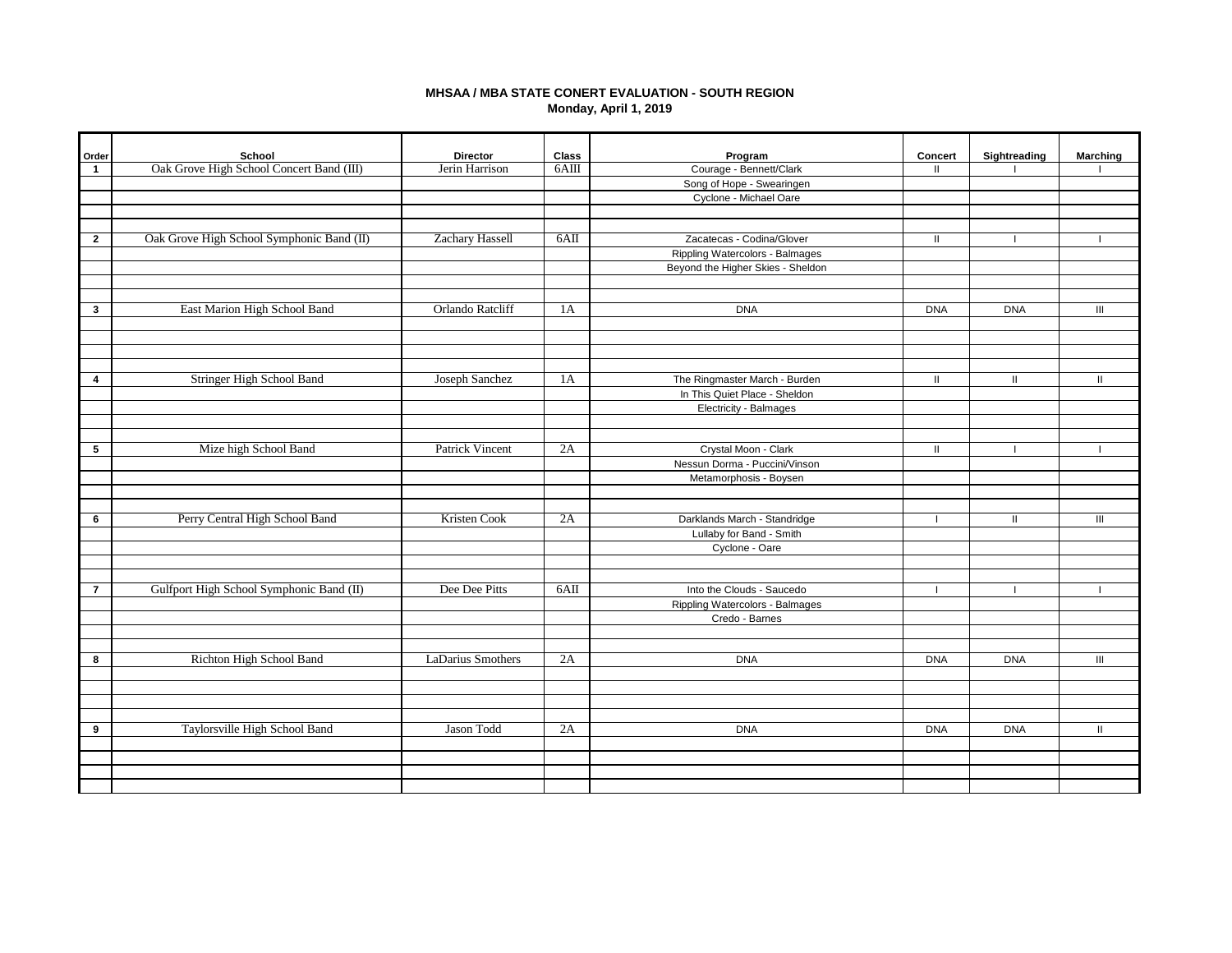**MHSAA / MBA STATE CONERT EVALUATION - SOUTH REGION**
**Monday, April 1, 2019**

| Order | School | Director | Class | Program | Concert | Sightreading | Marching |
|---|---|---|---|---|---|---|---|
| 1 | Oak Grove High School Concert Band (III) | Jerin Harrison | 6AIII | Courage - Bennett/Clark | II | I | I |
| | | | | Song of Hope - Swearingen | | | |
| | | | | Cyclone - Michael Oare | | | |
| | | | | | | | |
| | | | | | | | |
| 2 | Oak Grove High School Symphonic Band (II) | Zachary Hassell | 6AII | Zacatecas - Codina/Glover | II | I | I |
| | | | | Rippling Watercolors - Balmages | | | |
| | | | | Beyond the Higher Skies - Sheldon | | | |
| | | | | | | | |
| | | | | | | | |
| 3 | East Marion High School Band | Orlando Ratcliff | 1A | DNA | DNA | DNA | III |
| | | | | | | | |
| | | | | | | | |
| | | | | | | | |
| | | | | | | | |
| 4 | Stringer High School Band | Joseph Sanchez | 1A | The Ringmaster March - Burden | II | II | II |
| | | | | In This Quiet Place - Sheldon | | | |
| | | | | Electricity - Balmages | | | |
| | | | | | | | |
| | | | | | | | |
| 5 | Mize high School Band | Patrick Vincent | 2A | Crystal Moon - Clark | II | I | I |
| | | | | Nessun Dorma - Puccini/Vinson | | | |
| | | | | Metamorphosis - Boysen | | | |
| | | | | | | | |
| | | | | | | | |
| 6 | Perry Central High School Band | Kristen Cook | 2A | Darklands March - Standridge | I | II | III |
| | | | | Lullaby for Band - Smith | | | |
| | | | | Cyclone - Oare | | | |
| | | | | | | | |
| | | | | | | | |
| 7 | Gulfport High School Symphonic Band (II) | Dee Dee Pitts | 6AII | Into the Clouds - Saucedo | I | I | I |
| | | | | Rippling Watercolors - Balmages | | | |
| | | | | Credo - Barnes | | | |
| | | | | | | | |
| | | | | | | | |
| 8 | Richton High School Band | LaDarius Smothers | 2A | DNA | DNA | DNA | III |
| | | | | | | | |
| | | | | | | | |
| | | | | | | | |
| | | | | | | | |
| 9 | Taylorsville High School Band | Jason Todd | 2A | DNA | DNA | DNA | II |
| | | | | | | | |
| | | | | | | | |
| | | | | | | | |
| | | | | | | | |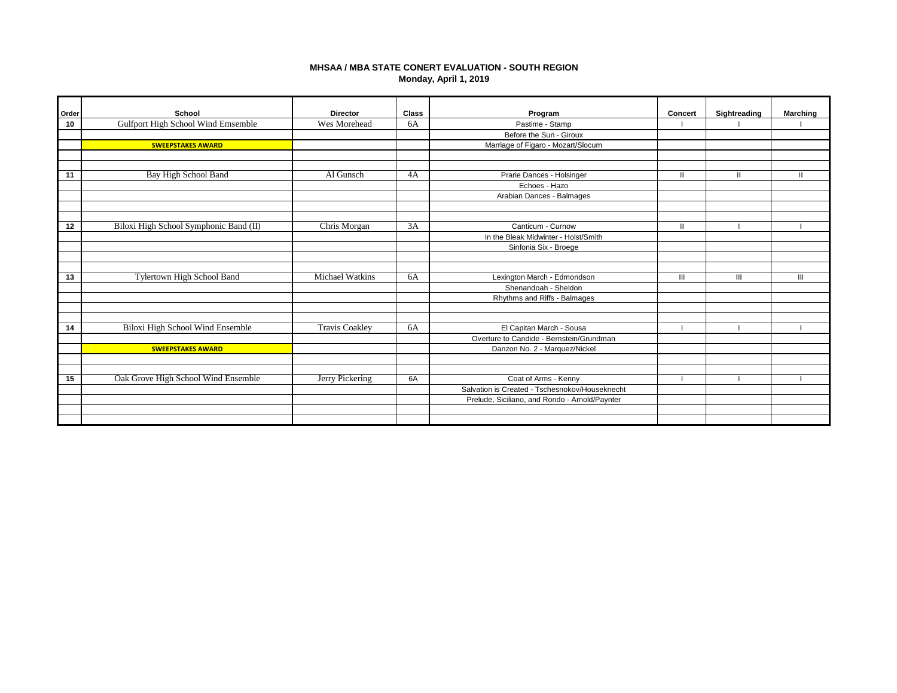**MHSAA / MBA STATE CONERT EVALUATION - SOUTH REGION**
**Monday, April 1, 2019**

| Order | School | Director | Class | Program | Concert | Sightreading | Marching |
|---|---|---|---|---|---|---|---|
| 10 | Gulfport High School Wind Emsemble | Wes Morehead | 6A | Pastime - Stamp | I | I | I |
| | | | | Before the Sun - Giroux | | | |
| | SWEEPSTAKES AWARD | | | Marriage of Figaro - Mozart/Slocum | | | |
| | | | | | | | |
| | | | | | | | |
| 11 | Bay High School Band | Al Gunsch | 4A | Prarie Dances - Holsinger | II | II | II |
| | | | | Echoes - Hazo | | | |
| | | | | Arabian Dances - Balmages | | | |
| | | | | | | | |
| | | | | | | | |
| 12 | Biloxi High School Symphonic Band (II) | Chris Morgan | 3A | Canticum - Curnow | II | I | I |
| | | | | In the Bleak Midwinter - Holst/Smith | | | |
| | | | | Sinfonia Six - Broege | | | |
| | | | | | | | |
| | | | | | | | |
| 13 | Tylertown High School Band | Michael Watkins | 6A | Lexington March - Edmondson | III | III | III |
| | | | | Shenandoah - Sheldon | | | |
| | | | | Rhythms and Riffs - Balmages | | | |
| | | | | | | | |
| | | | | | | | |
| 14 | Biloxi High School Wind Ensemble | Travis Coakley | 6A | El Capitan March - Sousa | I | I | I |
| | | | | Overture to Candide - Bernstein/Grundman | | | |
| | SWEEPSTAKES AWARD | | | Danzon No. 2 - Marquez/Nickel | | | |
| | | | | | | | |
| | | | | | | | |
| 15 | Oak Grove High School Wind Ensemble | Jerry Pickering | 6A | Coat of Arms - Kenny | I | I | I |
| | | | | Salvation is Created - Tschesnokov/Houseknecht | | | |
| | | | | Prelude, Siciliano, and Rondo - Arnold/Paynter | | | |
| | | | | | | | |
| | | | | | | | |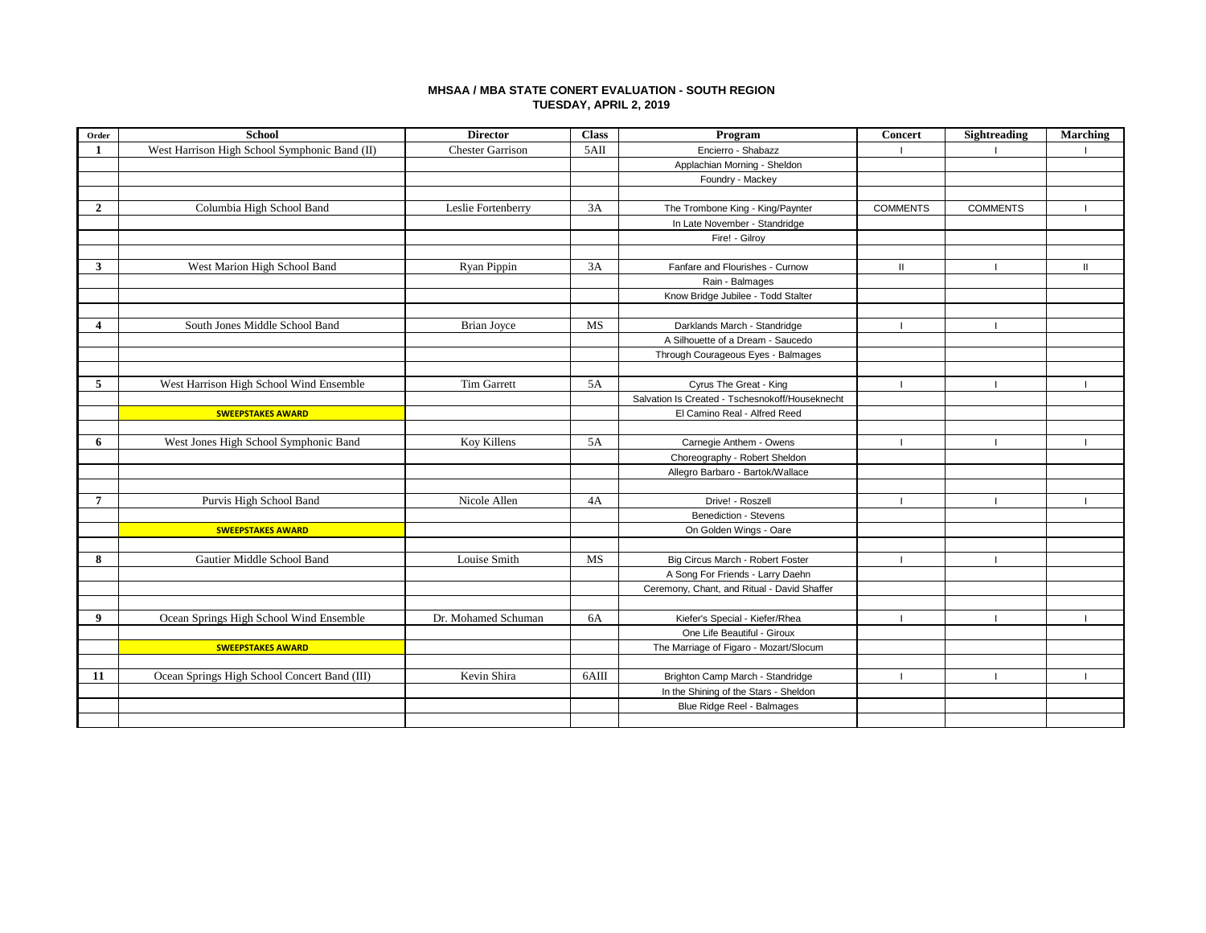**MHSAA / MBA STATE CONERT EVALUATION - SOUTH REGION**
**TUESDAY, APRIL 2, 2019**

| Order | School | Director | Class | Program | Concert | Sightreading | Marching |
|---|---|---|---|---|---|---|---|
| 1 | West Harrison High School Symphonic Band (II) | Chester Garrison | 5AII | Encierro - Shabazz | I | I | I |
| | | | | Applachian Morning - Sheldon | | | |
| | | | | Foundry - Mackey | | | |
| | | | | | | | |
| 2 | Columbia High School Band | Leslie Fortenberry | 3A | The Trombone King - King/Paynter | COMMENTS | COMMENTS | I |
| | | | | In Late November - Standridge | | | |
| | | | | Fire! - Gilroy | | | |
| | | | | | | | |
| 3 | West Marion High School Band | Ryan Pippin | 3A | Fanfare and Flourishes - Curnow | II | I | II |
| | | | | Rain - Balmages | | | |
| | | | | Know Bridge Jubilee - Todd Stalter | | | |
| | | | | | | | |
| 4 | South Jones Middle School Band | Brian Joyce | MS | Darklands March - Standridge | I | I | |
| | | | | A Silhouette of a Dream - Saucedo | | | |
| | | | | Through Courageous Eyes - Balmages | | | |
| | | | | | | | |
| 5 | West Harrison High School Wind Ensemble | Tim Garrett | 5A | Cyrus The Great - King | I | I | I |
| | | | | Salvation Is Created - Tschesnokoff/Houseknecht | | | |
| | **SWEEPSTAKES AWARD** | | | El Camino Real - Alfred Reed | | | |
| | | | | | | | |
| 6 | West Jones High School Symphonic Band | Koy Killens | 5A | Carnegie Anthem - Owens | I | I | I |
| | | | | Choreography - Robert Sheldon | | | |
| | | | | Allegro Barbaro - Bartok/Wallace | | | |
| | | | | | | | |
| 7 | Purvis High School Band | Nicole Allen | 4A | Drive! - Roszell | I | I | I |
| | | | | Benediction - Stevens | | | |
| | **SWEEPSTAKES AWARD** | | | On Golden Wings - Oare | | | |
| | | | | | | | |
| 8 | Gautier Middle School Band | Louise Smith | MS | Big Circus March - Robert Foster | I | I | |
| | | | | A Song For Friends - Larry Daehn | | | |
| | | | | Ceremony, Chant, and Ritual - David Shaffer | | | |
| | | | | | | | |
| 9 | Ocean Springs High School Wind Ensemble | Dr. Mohamed Schuman | 6A | Kiefer's Special - Kiefer/Rhea | I | I | I |
| | | | | One Life Beautiful - Giroux | | | |
| | **SWEEPSTAKES AWARD** | | | The Marriage of Figaro - Mozart/Slocum | | | |
| | | | | | | | |
| 11 | Ocean Springs High School Concert Band (III) | Kevin Shira | 6AIII | Brighton Camp March - Standridge | I | I | I |
| | | | | In the Shining of the Stars - Sheldon | | | |
| | | | | Blue Ridge Reel - Balmages | | | |
| | | | | | | | |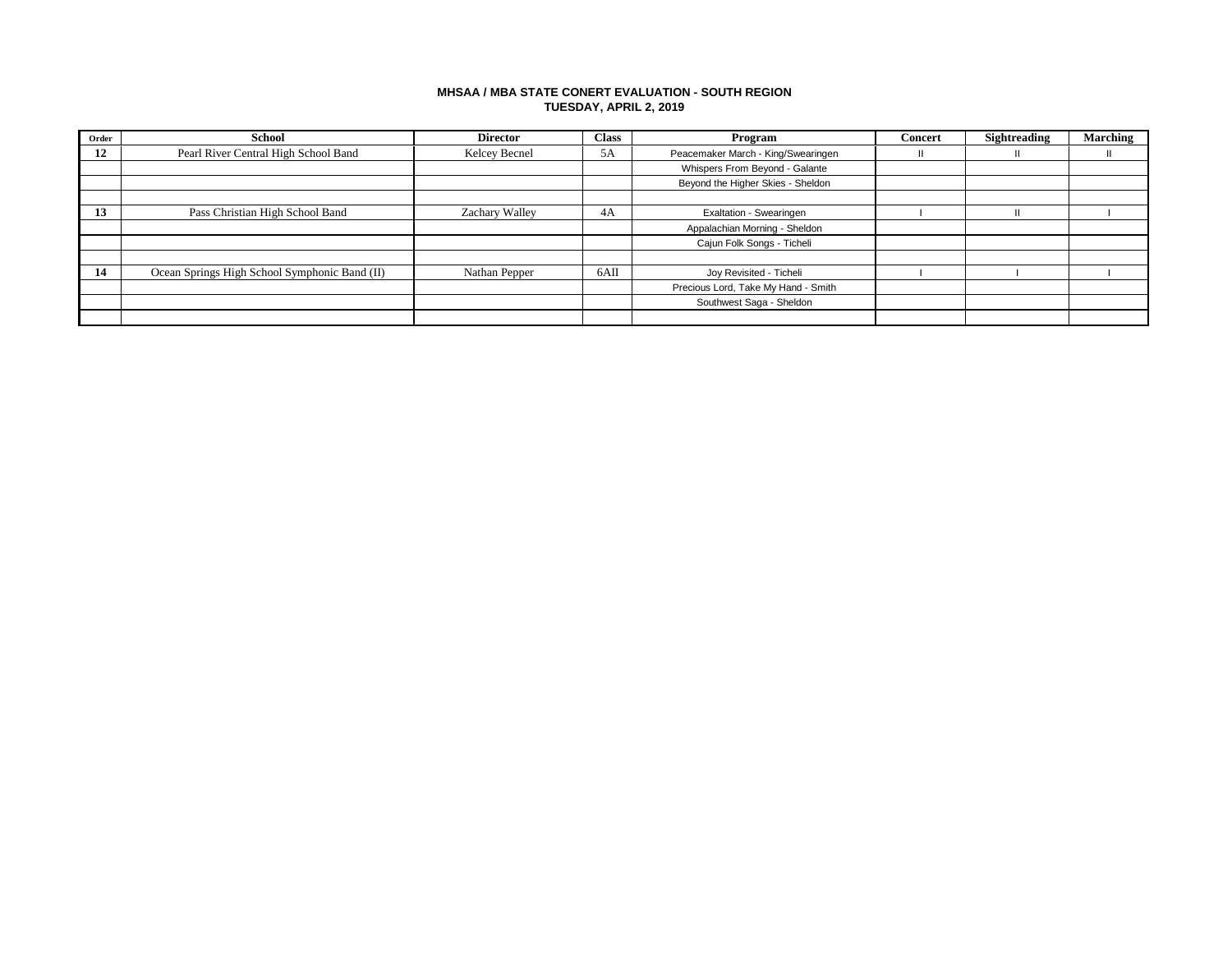**MHSAA / MBA STATE CONERT EVALUATION - SOUTH REGION**
**TUESDAY, APRIL 2, 2019**

| Order | School | Director | Class | Program | Concert | Sightreading | Marching |
|---|---|---|---|---|---|---|---|
| 12 | Pearl River Central High School Band | Kelcey Becnel | 5A | Peacemaker March - King/Swearingen | II | II | II |
| | | | | Whispers From Beyond - Galante | | | |
| | | | | Beyond the Higher Skies - Sheldon | | | |
| | | | | | | | |
| 13 | Pass Christian High School Band | Zachary Walley | 4A | Exaltation - Swearingen | I | II | I |
| | | | | Appalachian Morning - Sheldon | | | |
| | | | | Cajun Folk Songs - Ticheli | | | |
| | | | | | | | |
| 14 | Ocean Springs High School Symphonic Band (II) | Nathan Pepper | 6AII | Joy Revisited - Ticheli | I | I | I |
| | | | | Precious Lord, Take My Hand - Smith | | | |
| | | | | Southwest Saga - Sheldon | | | |
| | | | | | | | |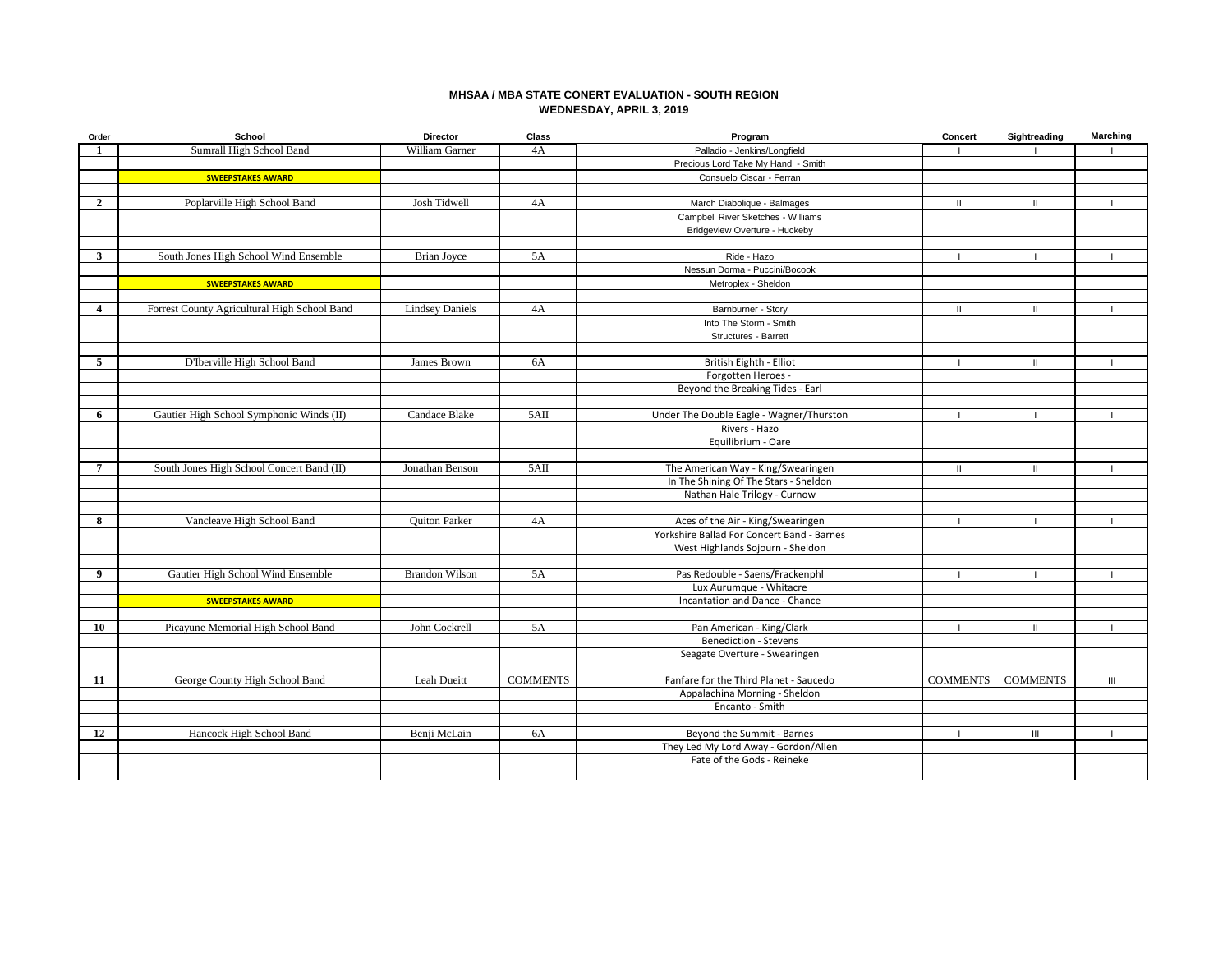# MHSAA / MBA STATE CONERT EVALUATION - SOUTH REGION

## WEDNESDAY, APRIL 3, 2019

| Order | School | Director | Class | Program | Concert | Sightreading | Marching |
|---|---|---|---|---|---|---|---|
| 1 | Sumrall High School Band | William Garner | 4A | Palladio - Jenkins/Longfield | I | I | I |
| | | | | Precious Lord Take My Hand - Smith | | | |
| | SWEEPSTAKES AWARD | | | Consuelo Ciscar - Ferran | | | |
| | | | | | | | |
| 2 | Poplarville High School Band | Josh Tidwell | 4A | March Diabolique - Balmages | II | II | I |
| | | | | Campbell River Sketches - Williams | | | |
| | | | | Bridgeview Overture - Huckeby | | | |
| | | | | | | | |
| 3 | South Jones High School Wind Ensemble | Brian Joyce | 5A | Ride - Hazo | I | I | I |
| | | | | Nessun Dorma - Puccini/Bocook | | | |
| | SWEEPSTAKES AWARD | | | Metroplex - Sheldon | | | |
| | | | | | | | |
| 4 | Forrest County Agricultural High School Band | Lindsey Daniels | 4A | Barnburner - Story | II | II | I |
| | | | | Into The Storm - Smith | | | |
| | | | | Structures - Barrett | | | |
| | | | | | | | |
| 5 | D'Iberville High School Band | James Brown | 6A | British Eighth - Elliot | I | II | I |
| | | | | Forgotten Heroes - | | | |
| | | | | Beyond the Breaking Tides - Earl | | | |
| | | | | | | | |
| 6 | Gautier High School Symphonic Winds (II) | Candace Blake | 5AII | Under The Double Eagle - Wagner/Thurston | I | I | I |
| | | | | Rivers - Hazo | | | |
| | | | | Equilibrium - Oare | | | |
| | | | | | | | |
| 7 | South Jones High School Concert Band (II) | Jonathan Benson | 5AII | The American Way - King/Swearingen | II | II | I |
| | | | | In The Shining Of The Stars - Sheldon | | | |
| | | | | Nathan Hale Trilogy - Curnow | | | |
| | | | | | | | |
| 8 | Vancleave High School Band | Quiton Parker | 4A | Aces of the Air - King/Swearingen | I | I | I |
| | | | | Yorkshire Ballad For Concert Band - Barnes | | | |
| | | | | West Highlands Sojourn - Sheldon | | | |
| | | | | | | | |
| 9 | Gautier High School Wind Ensemble | Brandon Wilson | 5A | Pas Redouble - Saens/Frackenphl | I | I | I |
| | | | | Lux Aurumque - Whitacre | | | |
| | SWEEPSTAKES AWARD | | | Incantation and Dance - Chance | | | |
| | | | | | | | |
| 10 | Picayune Memorial High School Band | John Cockrell | 5A | Pan American - King/Clark | I | II | I |
| | | | | Benediction - Stevens | | | |
| | | | | Seagate Overture - Swearingen | | | |
| | | | | | | | |
| 11 | George County High School Band | Leah Dueitt | COMMENTS | Fanfare for the Third Planet - Saucedo | COMMENTS | COMMENTS | III |
| | | | | Appalachina Morning - Sheldon | | | |
| | | | | Encanto - Smith | | | |
| | | | | | | | |
| 12 | Hancock High School Band | Benji McLain | 6A | Beyond the Summit - Barnes | I | III | I |
| | | | | They Led My Lord Away - Gordon/Allen | | | |
| | | | | Fate of the Gods - Reineke | | | |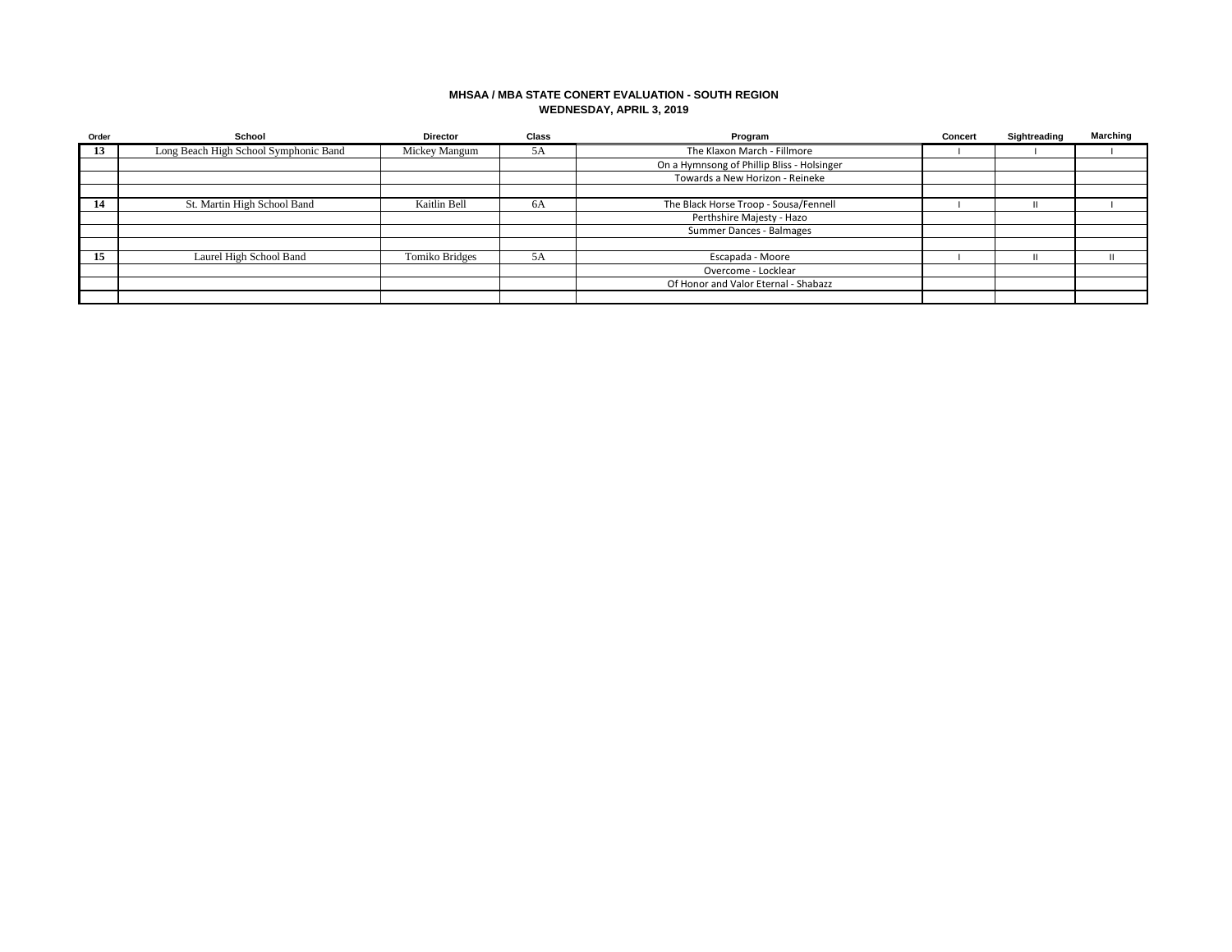**MHSAA / MBA STATE CONERT EVALUATION - SOUTH REGION**
**WEDNESDAY, APRIL 3, 2019**

| Order | School | Director | Class | Program | Concert | Sightreading | Marching |
|---|---|---|---|---|---|---|---|
| 13 | Long Beach High School Symphonic Band | Mickey Mangum | 5A | The Klaxon March - Fillmore | I | I | I |
| | | | | On a Hymnsong of Phillip Bliss - Holsinger | | | |
| | | | | Towards a New Horizon - Reineke | | | |
| | | | | | | | |
| 14 | St. Martin High School Band | Kaitlin Bell | 6A | The Black Horse Troop - Sousa/Fennell | I | II | I |
| | | | | Perthshire Majesty - Hazo | | | |
| | | | | Summer Dances - Balmages | | | |
| | | | | | | | |
| 15 | Laurel High School Band | Tomiko Bridges | 5A | Escapada - Moore | I | II | II |
| | | | | Overcome - Locklear | | | |
| | | | | Of Honor and Valor Eternal - Shabazz | | | |
| | | | | | | | |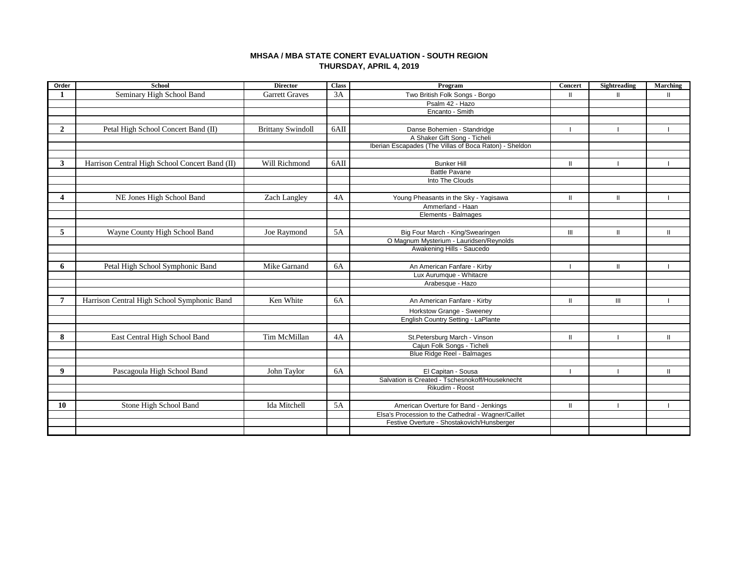**MHSAA / MBA STATE CONERT EVALUATION - SOUTH REGION**
**THURSDAY, APRIL 4, 2019**

| Order | School | Director | Class | Program | Concert | Sightreading | Marching |
|---|---|---|---|---|---|---|---|
| 1 | Seminary High School Band | Garrett Graves | 3A | Two British Folk Songs - Borgo | II | II | II |
| | | | | Psalm 42 - Hazo | | | |
| | | | | Encanto - Smith | | | |
| | | | | | | | |
| 2 | Petal High School Concert Band (II) | Brittany Swindoll | 6AII | Danse Bohemien - Standridge | I | I | I |
| | | | | A Shaker Gift Song - Ticheli | | | |
| | | | | Iberian Escapades (The Villas of Boca Raton) - Sheldon | | | |
| | | | | | | | |
| 3 | Harrison Central High School Concert Band (II) | Will Richmond | 6AII | Bunker Hill | II | I | I |
| | | | | Battle Pavane | | | |
| | | | | Into The Clouds | | | |
| | | | | | | | |
| 4 | NE Jones High School Band | Zach Langley | 4A | Young Pheasants in the Sky - Yagisawa | II | II | I |
| | | | | Ammerland - Haan | | | |
| | | | | Elements - Balmages | | | |
| | | | | | | | |
| 5 | Wayne County High School Band | Joe Raymond | 5A | Big Four March - King/Swearingen | III | II | II |
| | | | | O Magnum Mysterium - Lauridsen/Reynolds | | | |
| | | | | Awakening Hills - Saucedo | | | |
| | | | | | | | |
| 6 | Petal High School Symphonic Band | Mike Garnand | 6A | An American Fanfare - Kirby | I | II | I |
| | | | | Lux Aurumque - Whitacre | | | |
| | | | | Arabesque - Hazo | | | |
| | | | | | | | |
| 7 | Harrison Central High School Symphonic Band | Ken White | 6A | An American Fanfare - Kirby | II | III | I |
| | | | | Horkstow Grange - Sweeney | | | |
| | | | | English Country Setting - LaPlante | | | |
| | | | | | | | |
| 8 | East Central High School Band | Tim McMillan | 4A | St.Petersburg March - Vinson | II | I | II |
| | | | | Cajun Folk Songs - Ticheli | | | |
| | | | | Blue Ridge Reel - Balmages | | | |
| | | | | | | | |
| 9 | Pascagoula High School Band | John Taylor | 6A | El Capitan - Sousa | I | I | II |
| | | | | Salvation is Created - Tschesnokoff/Houseknecht | | | |
| | | | | Rikudim - Roost | | | |
| | | | | | | | |
| 10 | Stone High School Band | Ida Mitchell | 5A | American Overture for Band - Jenkings | II | I | I |
| | | | | Elsa's Procession to the Cathedral - Wagner/Caillet | | | |
| | | | | Festive Overture - Shostakovich/Hunsberger | | | |
| | | | | | | | |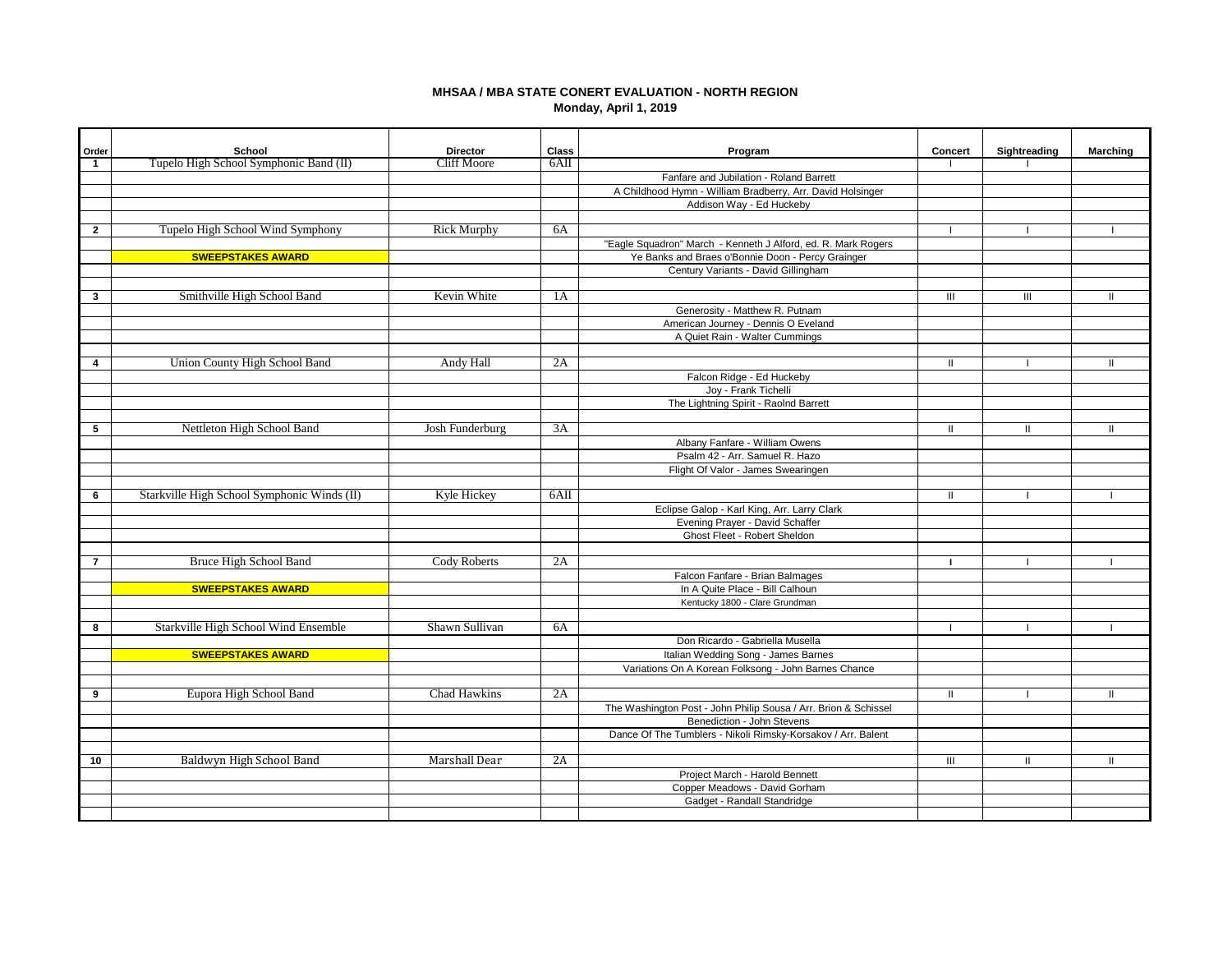**MHSAA / MBA STATE CONERT EVALUATION - NORTH REGION**
**Monday, April 1, 2019**

| Order | School | Director | Class | Program | Concert | Sightreading | Marching |
|---|---|---|---|---|---|---|---|
| 1 | Tupelo High School Symphonic Band (II) | Cliff Moore | 6AII | | I | I | |
| | | | | Fanfare and Jubilation - Roland Barrett | | | |
| | | | | A Childhood Hymn - William Bradberry, Arr. David Holsinger | | | |
| | | | | Addison Way - Ed Huckeby | | | |
| | | | | | | | |
| 2 | Tupelo High School Wind Symphony | Rick Murphy | 6A | | I | I | I |
| | | | | "Eagle Squadron" March - Kenneth J Alford, ed. R. Mark Rogers | | | |
| | **SWEEPSTAKES AWARD** | | | Ye Banks and Braes o'Bonnie Doon - Percy Grainger | | | |
| | | | | Century Variants - David Gillingham | | | |
| | | | | | | | |
| 3 | Smithville High School Band | Kevin White | 1A | | III | III | II |
| | | | | Generosity - Matthew R. Putnam | | | |
| | | | | American Journey - Dennis O Eveland | | | |
| | | | | A Quiet Rain - Walter Cummings | | | |
| | | | | | | | |
| 4 | Union County High School Band | Andy Hall | 2A | | II | I | II |
| | | | | Falcon Ridge - Ed Huckeby | | | |
| | | | | Joy - Frank Tichelli | | | |
| | | | | The Lightning Spirit - Raolnd Barrett | | | |
| | | | | | | | |
| 5 | Nettleton High School Band | Josh Funderburg | 3A | | II | II | II |
| | | | | Albany Fanfare - William Owens | | | |
| | | | | Psalm 42 - Arr. Samuel R. Hazo | | | |
| | | | | Flight Of Valor - James Swearingen | | | |
| | | | | | | | |
| 6 | Starkville High School Symphonic Winds (II) | Kyle Hickey | 6AII | | II | I | I |
| | | | | Eclipse Galop - Karl King, Arr. Larry Clark | | | |
| | | | | Evening Prayer - David Schaffer | | | |
| | | | | Ghost Fleet - Robert Sheldon | | | |
| | | | | | | | |
| 7 | Bruce High School Band | Cody Roberts | 2A | | I | I | I |
| | | | | Falcon Fanfare - Brian Balmages | | | |
| | **SWEEPSTAKES AWARD** | | | In A Quite Place - Bill Calhoun | | | |
| | | | | Kentucky 1800 - Clare Grundman | | | |
| | | | | | | | |
| 8 | Starkville High School Wind Ensemble | Shawn Sullivan | 6A | | I | I | I |
| | | | | Don Ricardo - Gabriella Musella | | | |
| | **SWEEPSTAKES AWARD** | | | Italian Wedding Song - James Barnes | | | |
| | | | | Variations On A Korean Folksong - John Barnes Chance | | | |
| | | | | | | | |
| 9 | Eupora High School Band | Chad Hawkins | 2A | | II | I | II |
| | | | | The Washington Post - John Philip Sousa / Arr. Brion & Schissel | | | |
| | | | | Benediction - John Stevens | | | |
| | | | | Dance Of The Tumblers - Nikoli Rimsky-Korsakov / Arr. Balent | | | |
| | | | | | | | |
| 10 | Baldwyn High School Band | Marshall Dear | 2A | | III | II | II |
| | | | | Project March - Harold Bennett | | | |
| | | | | Copper Meadows - David Gorham | | | |
| | | | | Gadget - Randall Standridge | | | |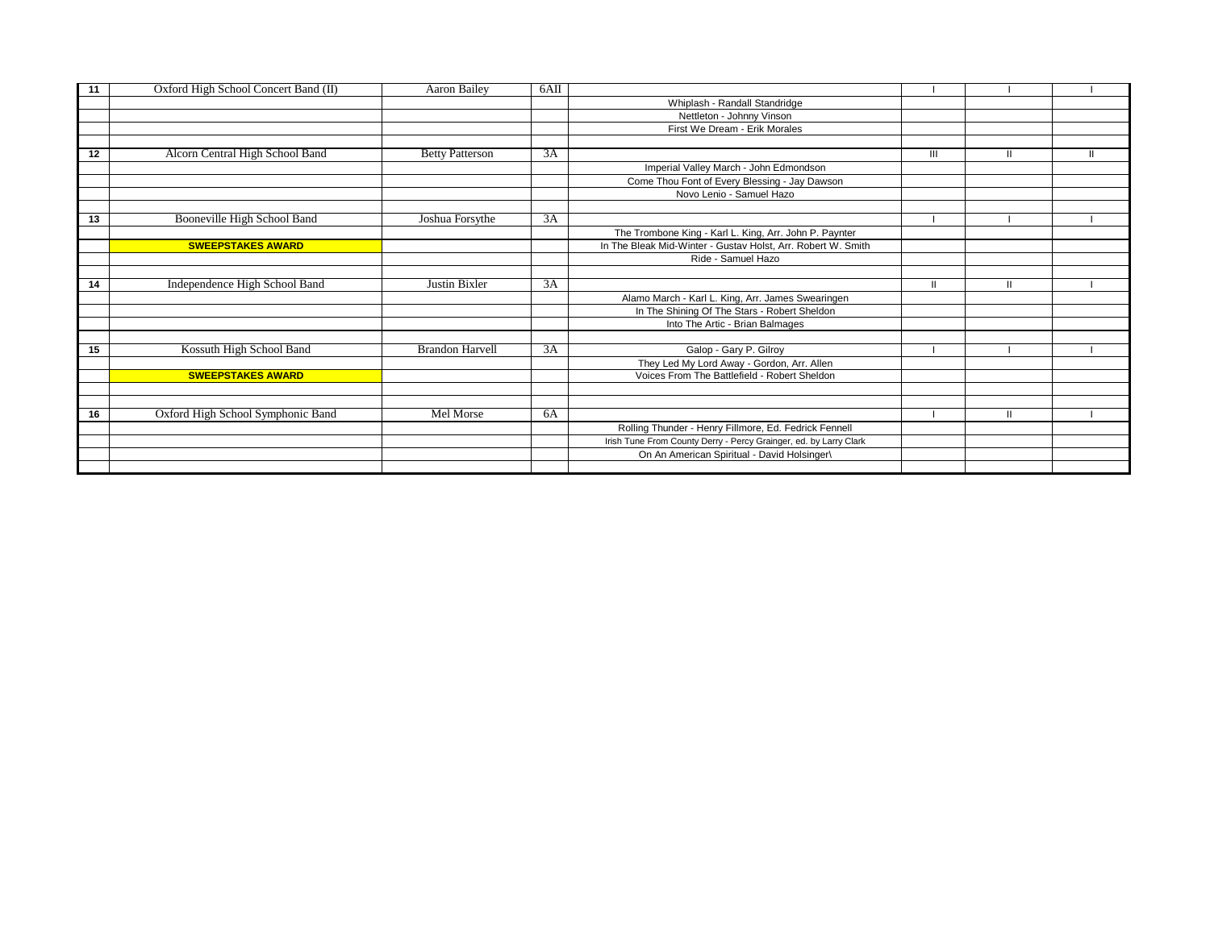| | | | | | | | |
|---|---|---|---|---|---|---|---|
| 11 | Oxford High School Concert Band (II) | Aaron Bailey | 6AII | | I | I | I |
| | | | | Whiplash - Randall Standridge | | | |
| | | | | Nettleton - Johnny Vinson | | | |
| | | | | First We Dream - Erik Morales | | | |
| | | | | | | | |
| 12 | Alcorn Central High School Band | Betty Patterson | 3A | | III | II | II |
| | | | | Imperial Valley March - John Edmondson | | | |
| | | | | Come Thou Font of Every Blessing - Jay Dawson | | | |
| | | | | Novo Lenio - Samuel Hazo | | | |
| | | | | | | | |
| 13 | Booneville High School Band | Joshua Forsythe | 3A | | I | I | I |
| | | | | The Trombone King - Karl L. King, Arr. John P. Paynter | | | |
| | **SWEEPSTAKES AWARD** | | | In The Bleak Mid-Winter - Gustav Holst, Arr. Robert W. Smith | | | |
| | | | | Ride - Samuel Hazo | | | |
| | | | | | | | |
| 14 | Independence High School Band | Justin Bixler | 3A | | II | II | I |
| | | | | Alamo March - Karl L. King, Arr. James Swearingen | | | |
| | | | | In The Shining Of The Stars - Robert Sheldon | | | |
| | | | | Into The Artic - Brian Balmages | | | |
| | | | | | | | |
| 15 | Kossuth High School Band | Brandon Harvell | 3A | Galop - Gary P. Gilroy | I | I | I |
| | | | | They Led My Lord Away - Gordon, Arr. Allen | | | |
| | **SWEEPSTAKES AWARD** | | | Voices From The Battlefield - Robert Sheldon | | | |
| | | | | | | | |
| | | | | | | | |
| 16 | Oxford High School Symphonic Band | Mel Morse | 6A | | I | II | I |
| | | | | Rolling Thunder - Henry Fillmore, Ed. Fedrick Fennell | | | |
| | | | | Irish Tune From County Derry - Percy Grainger, ed. by Larry Clark | | | |
| | | | | On An American Spiritual - David Holsinger\ | | | |
| | | | | | | | |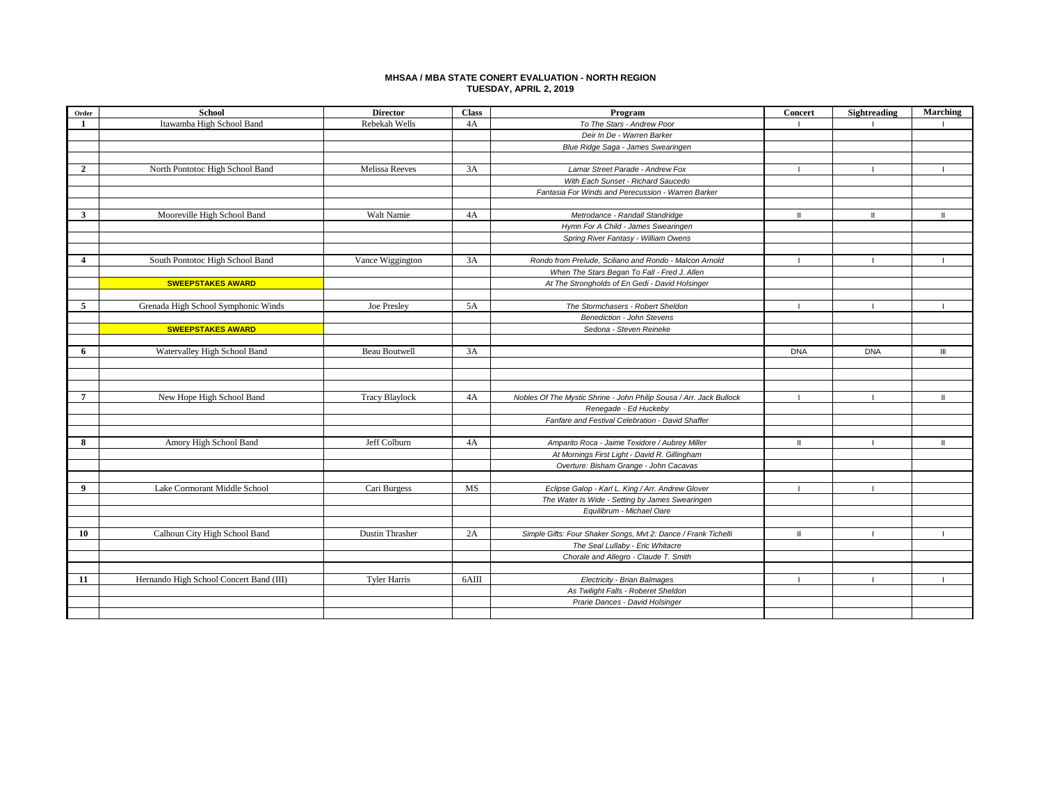**MHSAA / MBA STATE CONERT EVALUATION - NORTH REGION**
**TUESDAY, APRIL 2, 2019**

| Order | School | Director | Class | Program | Concert | Sightreading | Marching |
|---|---|---|---|---|---|---|---|
| 1 | Itawamba High School Band | Rebekah Wells | 4A | *To The Stars - Andrew Poor* | I | I | I |
| | | | | *Deir In De - Warren Barker* | | | |
| | | | | *Blue Ridge Saga - James Swearingen* | | | |
| | | | | | | | |
| 2 | North Pontotoc High School Band | Melissa Reeves | 3A | *Lamar Street Parade - Andrew Fox* | I | I | I |
| | | | | *With Each Sunset - Richard Saucedo* | | | |
| | | | | *Fantasia For Winds and Perecussion - Warren Barker* | | | |
| | | | | | | | |
| 3 | Mooreville High School Band | Walt Namie | 4A | *Metrodance - Randall Standridge* | II | II | II |
| | | | | *Hymn For A Child - James Swearingen* | | | |
| | | | | *Spring River Fantasy - William Owens* | | | |
| | | | | | | | |
| 4 | South Pontotoc High School Band | Vance Wiggington | 3A | *Rondo from Prelude, Sciliano and Rondo - Malcon Arnold* | I | I | I |
| | | | | *When The Stars Began To Fall - Fred J. Allen* | | | |
| | **SWEEPSTAKES AWARD** | | | *At The Strongholds of En Gedi - David Holsinger* | | | |
| | | | | | | | |
| 5 | Grenada High School Symphonic Winds | Joe Presley | 5A | *The Stormchasers - Robert Sheldon* | I | I | I |
| | | | | *Benediction - John Stevens* | | | |
| | **SWEEPSTAKES AWARD** | | | *Sedona - Steven Reineke* | | | |
| | | | | | | | |
| 6 | Watervalley High School Band | Beau Boutwell | 3A | | DNA | DNA | III |
| | | | | | | | |
| | | | | | | | |
| | | | | | | | |
| 7 | New Hope High School Band | Tracy Blaylock | 4A | *Nobles Of The Mystic Shrine - John Philip Sousa / Arr. Jack Bullock* | I | I | II |
| | | | | *Renegade - Ed Huckeby* | | | |
| | | | | *Fanfare and Festival Celebration - David Shaffer* | | | |
| | | | | | | | |
| 8 | Amory High School Band | Jeff Colburn | 4A | *Amparito Roca - Jaime Texidore / Aubrey Miller* | II | I | II |
| | | | | *At Mornings First Light - David R. Gillingham* | | | |
| | | | | *Overture: Bisham Grange - John Cacavas* | | | |
| | | | | | | | |
| 9 | Lake Cormorant Middle School | Cari Burgess | MS | *Eclipse Galop - Karl L. King / Arr. Andrew Glover* | I | I | |
| | | | | *The Water Is Wide - Setting by James Swearingen* | | | |
| | | | | *Equilibrum - Michael Oare* | | | |
| | | | | | | | |
| 10 | Calhoun City High School Band | Dustin Thrasher | 2A | *Simple Gifts: Four Shaker Songs, Mvt 2: Dance / Frank Tichelli* | II | I | I |
| | | | | *The Seal Lullaby - Eric Whitacre* | | | |
| | | | | *Chorale and Allegro - Claude T. Smith* | | | |
| | | | | | | | |
| 11 | Hernando High School Concert Band (III) | Tyler Harris | 6AIII | *Electricity - Brian Balmages* | I | I | I |
| | | | | *As Twilight Falls - Roberet Sheldon* | | | |
| | | | | *Prarie Dances - David Holsinger* | | | |
| | | | | | | | |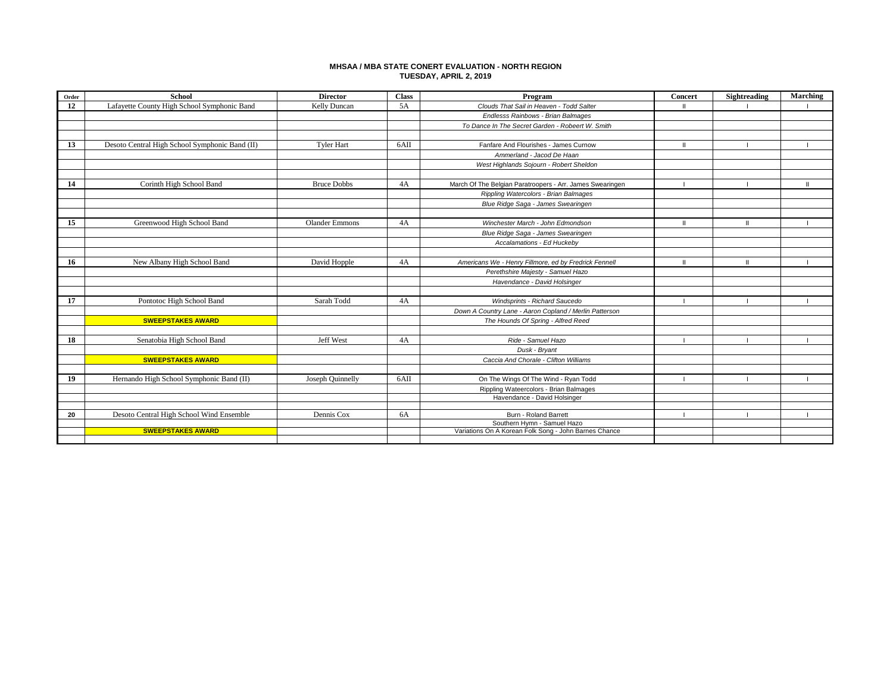# MHSAA / MBA STATE CONERT EVALUATION - NORTH REGION
## TUESDAY, APRIL 2, 2019

| Order | School | Director | Class | Program | Concert | Sightreading | Marching |
|---|---|---|---|---|---|---|---|
| 12 | Lafayette County High School Symphonic Band | Kelly Duncan | 5A | *Clouds That Sail in Heaven - Todd Salter* | II | I | I |
| | | | | *Endlesss Rainbows - Brian Balmages* | | | |
| | | | | *To Dance In The Secret Garden - Robeert W. Smith* | | | |
| | | | | | | | |
| 13 | Desoto Central High School Symphonic Band (II) | Tyler Hart | 6AII | Fanfare And Flourishes - James Curnow | II | I | I |
| | | | | *Ammerland - Jacod De Haan* | | | |
| | | | | *West Highlands Sojourn - Robert Sheldon* | | | |
| | | | | | | | |
| 14 | Corinth High School Band | Bruce Dobbs | 4A | March Of The Belgian Paratroopers - Arr. James Swearingen | I | I | II |
| | | | | *Rippling Watercolors - Brian Balmages* | | | |
| | | | | *Blue Ridge Saga - James Swearingen* | | | |
| | | | | | | | |
| 15 | Greenwood High School Band | Olander Emmons | 4A | *Winchester March - John Edmondson* | II | II | I |
| | | | | *Blue Ridge Saga - James Swearingen* | | | |
| | | | | *Accalamations - Ed Huckeby* | | | |
| | | | | | | | |
| 16 | New Albany High School Band | David Hopple | 4A | *Americans We - Henry Fillmore, ed by Fredrick Fennell* | II | II | I |
| | | | | *Perethshire Majesty - Samuel Hazo* | | | |
| | | | | *Havendance - David Holsinger* | | | |
| | | | | | | | |
| 17 | Pontotoc High School Band | Sarah Todd | 4A | *Windsprints - Richard Saucedo* | I | I | I |
| | | | | *Down A Country Lane - Aaron Copland / Merlin Patterson* | | | |
| | **SWEEPSTAKES AWARD** | | | *The Hounds Of Spring - Alfred Reed* | | | |
| | | | | | | | |
| 18 | Senatobia High School Band | Jeff West | 4A | *Ride - Samuel Hazo* | I | I | I |
| | | | | *Dusk - Bryant* | | | |
| | **SWEEPSTAKES AWARD** | | | *Caccia And Chorale - Clifton Williams* | | | |
| | | | | | | | |
| 19 | Hernando High School Symphonic Band (II) | Joseph Quinnelly | 6AII | On The Wings Of The Wind - Ryan Todd | I | I | I |
| | | | | Rippling Wateercolors - Brian Balmages | | | |
| | | | | Havendance - David Holsinger | | | |
| | | | | | | | |
| 20 | Desoto Central High School Wind Ensemble | Dennis Cox | 6A | Burn - Roland Barrett | I | I | I |
| | | | | Southern Hymn - Samuel Hazo | | | |
| | **SWEEPSTAKES AWARD** | | | Variations On A Korean Folk Song - John Barnes Chance | | | |
| | | | | | | | |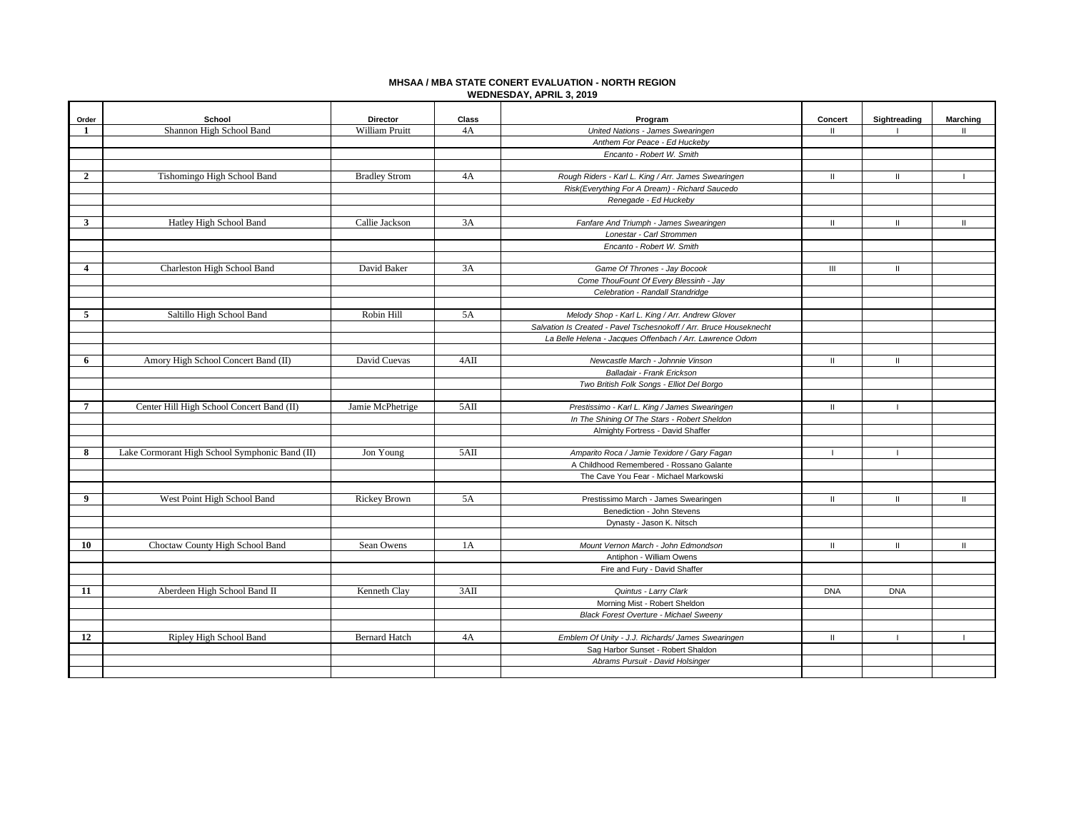**MHSAA / MBA STATE CONERT EVALUATION - NORTH REGION**
**WEDNESDAY, APRIL 3, 2019**

| Order | School | Director | Class | Program | Concert | Sightreading | Marching |
|---|---|---|---|---|---|---|---|
| 1 | Shannon High School Band | William Pruitt | 4A | *United Nations - James Swearingen* | II | I | II |
| | | | | *Anthem For Peace - Ed Huckeby* | | | |
| | | | | *Encanto - Robert W. Smith* | | | |
| | | | | | | | |
| 2 | Tishomingo High School Band | Bradley Strom | 4A | *Rough Riders - Karl L. King / Arr. James Swearingen* | II | II | I |
| | | | | *Risk(Everything For A Dream) - Richard Saucedo* | | | |
| | | | | *Renegade - Ed Huckeby* | | | |
| | | | | | | | |
| 3 | Hatley High School Band | Callie Jackson | 3A | *Fanfare And Triumph - James Swearingen* | II | II | II |
| | | | | *Lonestar - Carl Strommen* | | | |
| | | | | *Encanto - Robert W. Smith* | | | |
| | | | | | | | |
| 4 | Charleston High School Band | David Baker | 3A | *Game Of Thrones - Jay Bocook* | III | II | |
| | | | | *Come ThouFount Of Every Blessinh - Jay* | | | |
| | | | | *Celebration - Randall Standridge* | | | |
| | | | | | | | |
| 5 | Saltillo High School Band | Robin Hill | 5A | *Melody Shop - Karl L. King / Arr. Andrew Glover* | | | |
| | | | | *Salvation Is Created - Pavel Tschesnokoff / Arr. Bruce Houseknecht* | | | |
| | | | | *La Belle Helena - Jacques Offenbach / Arr. Lawrence Odom* | | | |
| | | | | | | | |
| 6 | Amory High School Concert Band (II) | David Cuevas | 4AII | *Newcastle March - Johnnie Vinson* | II | II | |
| | | | | *Balladair - Frank Erickson* | | | |
| | | | | *Two British Folk Songs - Elliot Del Borgo* | | | |
| | | | | | | | |
| 7 | Center Hill High School Concert Band (II) | Jamie McPhetrige | 5AII | *Prestissimo - Karl L. King / James Swearingen* | II | I | |
| | | | | *In The Shining Of The Stars - Robert Sheldon* | | | |
| | | | | Almighty Fortress - David Shaffer | | | |
| | | | | | | | |
| 8 | Lake Cormorant High School Symphonic Band (II) | Jon Young | 5AII | *Amparito Roca / Jamie Texidore / Gary Fagan* | I | I | |
| | | | | A Childhood Remembered - Rossano Galante | | | |
| | | | | The Cave You Fear - Michael Markowski | | | |
| | | | | | | | |
| 9 | West Point High School Band | Rickey Brown | 5A | Prestissimo March - James Swearingen | II | II | II |
| | | | | Benediction - John Stevens | | | |
| | | | | Dynasty - Jason K. Nitsch | | | |
| | | | | | | | |
| 10 | Choctaw County High School Band | Sean Owens | 1A | *Mount Vernon March - John Edmondson* | II | II | II |
| | | | | Antiphon - William Owens | | | |
| | | | | Fire and Fury - David Shaffer | | | |
| | | | | | | | |
| 11 | Aberdeen High School Band II | Kenneth Clay | 3AII | *Quintus - Larry Clark* | DNA | DNA | |
| | | | | Morning Mist - Robert Sheldon | | | |
| | | | | *Black Forest Overture - Michael Sweeny* | | | |
| | | | | | | | |
| 12 | Ripley High School Band | Bernard Hatch | 4A | *Emblem Of Unity - J.J. Richards/ James Swearingen* | II | I | I |
| | | | | Sag Harbor Sunset - Robert Shaldon | | | |
| | | | | *Abrams Pursuit - David Holsinger* | | | |
| | | | | | | | |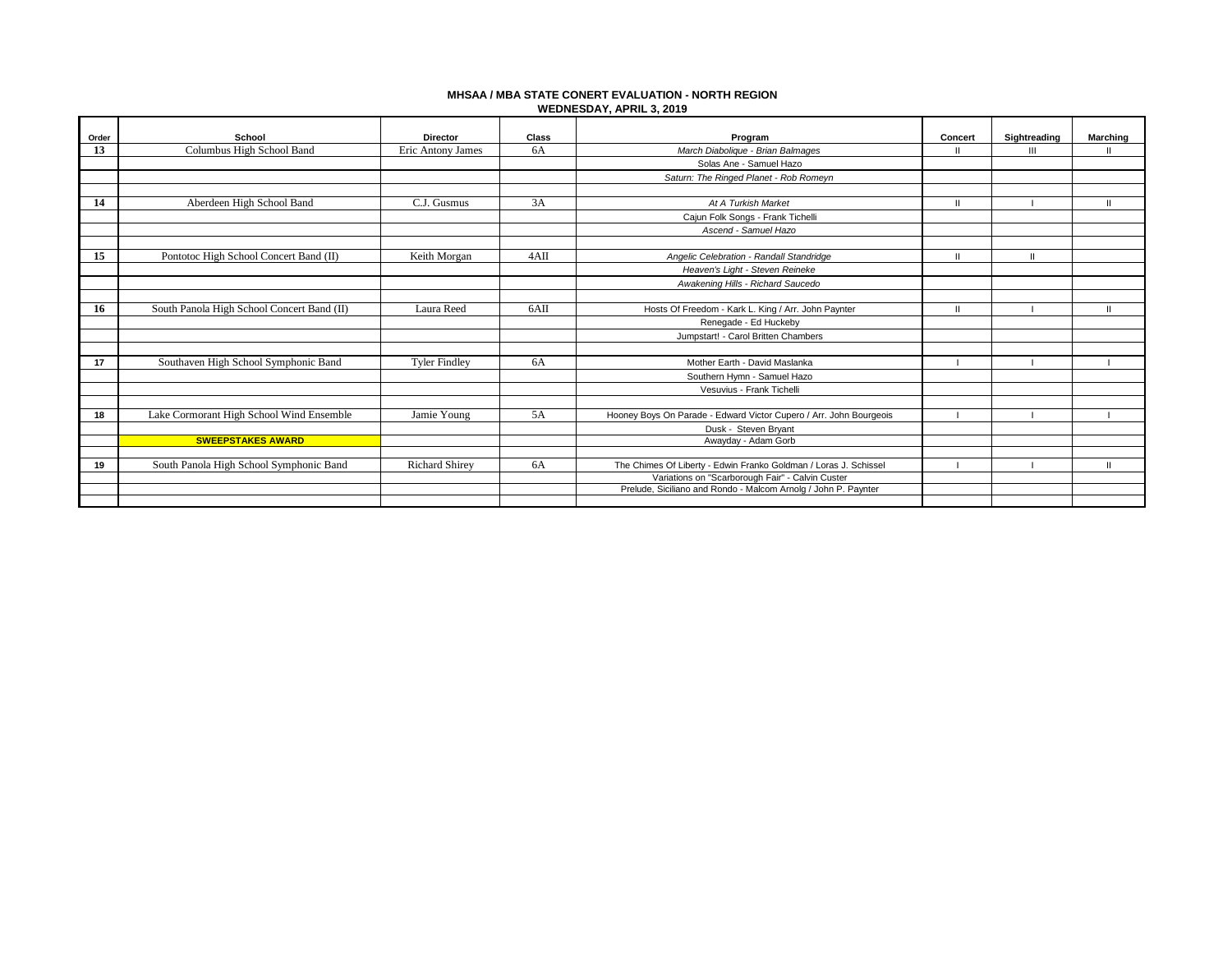**MHSAA / MBA STATE CONERT EVALUATION - NORTH REGION**
**WEDNESDAY, APRIL 3, 2019**

| Order | School | Director | Class | Program | Concert | Sightreading | Marching |
|---|---|---|---|---|---|---|---|
| 13 | Columbus High School Band | Eric Antony James | 6A | *March Diabolique - Brian Balmages* | II | III | II |
| | | | | Solas Ane - Samuel Hazo | | | |
| | | | | *Saturn: The Ringed Planet - Rob Romeyn* | | | |
| | | | | | | | |
| 14 | Aberdeen High School Band | C.J. Gusmus | 3A | *At A Turkish Market* | II | I | II |
| | | | | Cajun Folk Songs - Frank Tichelli | | | |
| | | | | *Ascend - Samuel Hazo* | | | |
| | | | | | | | |
| 15 | Pontotoc High School Concert Band (II) | Keith Morgan | 4AII | *Angelic Celebration - Randall Standridge* | II | II | |
| | | | | *Heaven's Light - Steven Reineke* | | | |
| | | | | *Awakening Hills - Richard Saucedo* | | | |
| | | | | | | | |
| 16 | South Panola High School Concert Band (II) | Laura Reed | 6AII | Hosts Of Freedom - Kark L. King / Arr. John Paynter | II | I | II |
| | | | | Renegade - Ed Huckeby | | | |
| | | | | Jumpstart! - Carol Britten Chambers | | | |
| | | | | | | | |
| 17 | Southaven High School Symphonic Band | Tyler Findley | 6A | Mother Earth - David Maslanka | I | I | I |
| | | | | Southern Hymn - Samuel Hazo | | | |
| | | | | Vesuvius - Frank Tichelli | | | |
| | | | | | | | |
| 18 | Lake Cormorant High School Wind Ensemble | Jamie Young | 5A | Hooney Boys On Parade - Edward Victor Cupero / Arr. John Bourgeois | I | I | I |
| | | | | Dusk - Steven Bryant | | | |
| | **SWEEPSTAKES AWARD** | | | Awayday - Adam Gorb | | | |
| | | | | | | | |
| 19 | South Panola High School Symphonic Band | Richard Shirey | 6A | The Chimes Of Liberty - Edwin Franko Goldman / Loras J. Schissel | I | I | II |
| | | | | Variations on "Scarborough Fair" - Calvin Custer | | | |
| | | | | Prelude, Siciliano and Rondo - Malcom Arnolg / John P. Paynter | | | |
| | | | | | | | |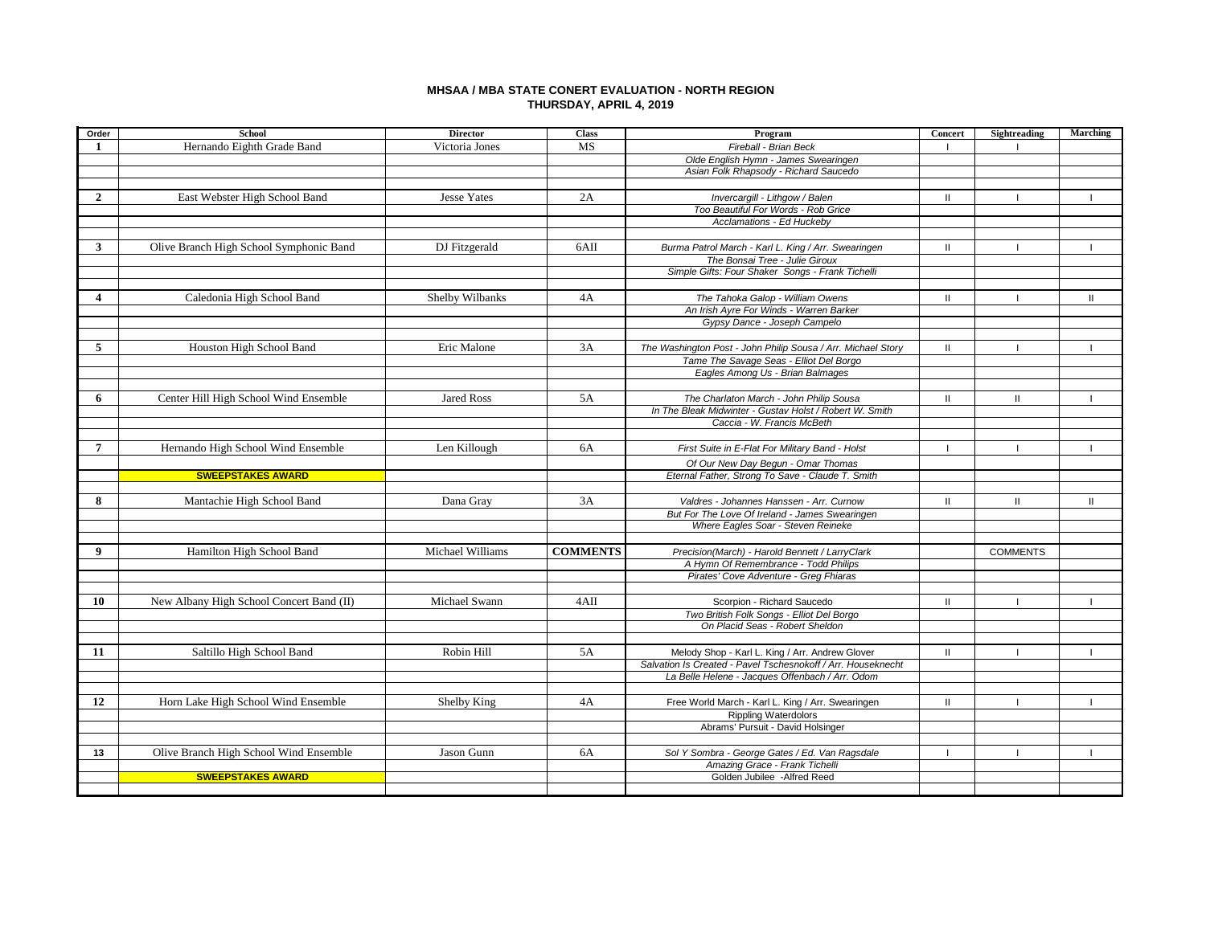**MHSAA / MBA STATE CONERT EVALUATION - NORTH REGION**
**THURSDAY, APRIL 4, 2019**

| Order | School | Director | Class | Program | Concert | Sightreading | Marching |
|---|---|---|---|---|---|---|---|
| 1 | Hernando Eighth Grade Band | Victoria Jones | MS | *Fireball - Brian Beck* | I | I | |
| | | | | *Olde English Hymn - James Swearingen* | | | |
| | | | | *Asian Folk Rhapsody - Richard Saucedo* | | | |
| | | | | | | | |
| 2 | East Webster High School Band | Jesse Yates | 2A | *Invercargill - Lithgow / Balen* | II | I | I |
| | | | | *Too Beautiful For Words - Rob Grice* | | | |
| | | | | *Acclamations - Ed Huckeby* | | | |
| | | | | | | | |
| 3 | Olive Branch High School Symphonic Band | DJ Fitzgerald | 6AII | *Burma Patrol March - Karl L. King / Arr. Swearingen* | II | I | I |
| | | | | *The Bonsai Tree - Julie Giroux* | | | |
| | | | | *Simple Gifts: Four Shaker Songs - Frank Tichelli* | | | |
| | | | | | | | |
| 4 | Caledonia High School Band | Shelby Wilbanks | 4A | *The Tahoka Galop - William Owens* | II | I | II |
| | | | | *An Irish Ayre For Winds - Warren Barker* | | | |
| | | | | *Gypsy Dance - Joseph Campelo* | | | |
| | | | | | | | |
| 5 | Houston High School Band | Eric Malone | 3A | *The Washington Post - John Philip Sousa / Arr. Michael Story* | II | I | I |
| | | | | *Tame The Savage Seas - Elliot Del Borgo* | | | |
| | | | | *Eagles Among Us - Brian Balmages* | | | |
| | | | | | | | |
| 6 | Center Hill High School Wind Ensemble | Jared Ross | 5A | *The Charlaton March - John Philip Sousa* | II | II | I |
| | | | | *In The Bleak Midwinter - Gustav Holst / Robert W. Smith* | | | |
| | | | | *Caccia - W. Francis McBeth* | | | |
| | | | | | | | |
| 7 | Hernando High School Wind Ensemble | Len Killough | 6A | *First Suite in E-Flat For Military Band - Holst* | I | I | I |
| | | | | *Of Our New Day Begun - Omar Thomas* | | | |
| | **SWEEPSTAKES AWARD** | | | *Eternal Father, Strong To Save - Claude T. Smith* | | | |
| | | | | | | | |
| 8 | Mantachie High School Band | Dana Gray | 3A | *Valdres - Johannes Hanssen - Arr. Curnow* | II | II | II |
| | | | | *But For The Love Of Ireland - James Swearingen* | | | |
| | | | | *Where Eagles Soar - Steven Reineke* | | | |
| | | | | | | | |
| 9 | Hamilton High School Band | Michael Williams | **COMMENTS** | *Precision(March) - Harold Bennett / LarryClark* | | COMMENTS | |
| | | | | *A Hymn Of Remembrance - Todd Philips* | | | |
| | | | | *Pirates' Cove Adventure - Greg Fhiaras* | | | |
| | | | | | | | |
| 10 | New Albany High School Concert Band (II) | Michael Swann | 4AII | Scorpion - Richard Saucedo | II | I | I |
| | | | | *Two British Folk Songs - Elliot Del Borgo* | | | |
| | | | | *On Placid Seas - Robert Sheldon* | | | |
| | | | | | | | |
| 11 | Saltillo High School Band | Robin Hill | 5A | Melody Shop - Karl L. King / Arr. Andrew Glover | II | I | I |
| | | | | *Salvation Is Created - Pavel Tschesnokoff / Arr. Houseknecht* | | | |
| | | | | *La Belle Helene - Jacques Offenbach / Arr. Odom* | | | |
| | | | | | | | |
| 12 | Horn Lake High School Wind Ensemble | Shelby King | 4A | Free World March - Karl L. King / Arr. Swearingen | II | I | I |
| | | | | Rippling Waterdolors | | | |
| | | | | Abrams' Pursuit - David Holsinger | | | |
| | | | | | | | |
| 13 | Olive Branch High School Wind Ensemble | Jason Gunn | 6A | *Sol Y Sombra - George Gates / Ed. Van Ragsdale* | I | I | I |
| | | | | *Amazing Grace - Frank Tichelli* | | | |
| | **SWEEPSTAKES AWARD** | | | Golden Jubilee -Alfred Reed | | | |